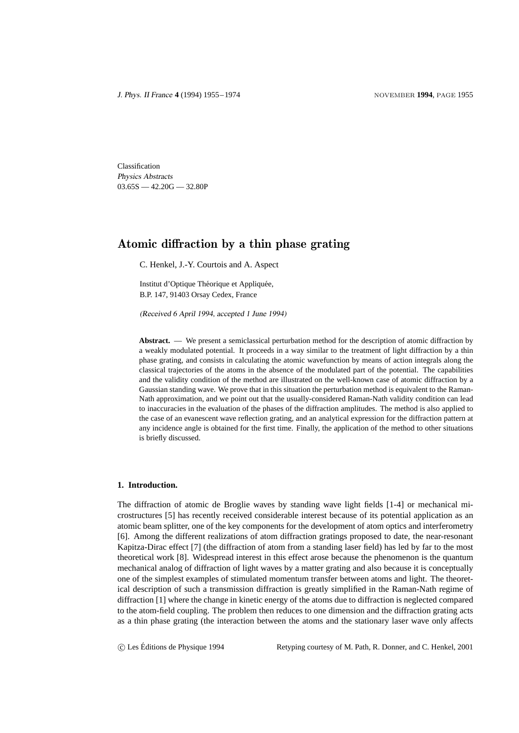Classification
*Physics Abstracts*
03.65S — 42.20G — 32.80P

# Atomic diffraction by a thin phase grating

C. Henkel, J.-Y. Courtois and A. Aspect

Institut d'Optique Théorique et Appliquée,
B.P. 147, 91403 Orsay Cedex, France

*(Received 6 April 1994, accepted 1 June 1994)*

**Abstract.** — We present a semiclassical perturbation method for the description of atomic diffraction by a weakly modulated potential. It proceeds in a way similar to the treatment of light diffraction by a thin phase grating, and consists in calculating the atomic wavefunction by means of action integrals along the classical trajectories of the atoms in the absence of the modulated part of the potential. The capabilities and the validity condition of the method are illustrated on the well-known case of atomic diffraction by a Gaussian standing wave. We prove that in this situation the perturbation method is equivalent to the Raman-Nath approximation, and we point out that the usually-considered Raman-Nath validity condition can lead to inaccuracies in the evaluation of the phases of the diffraction amplitudes. The method is also applied to the case of an evanescent wave reflection grating, and an analytical expression for the diffraction pattern at any incidence angle is obtained for the first time. Finally, the application of the method to other situations is briefly discussed.

## 1. Introduction.

The diffraction of atomic de Broglie waves by standing wave light fields [1-4] or mechanical microstructures [5] has recently received considerable interest because of its potential application as an atomic beam splitter, one of the key components for the development of atom optics and interferometry [6]. Among the different realizations of atom diffraction gratings proposed to date, the near-resonant Kapitza-Dirac effect [7] (the diffraction of atom from a standing laser field) has led by far to the most theoretical work [8]. Widespread interest in this effect arose because the phenomenon is the quantum mechanical analog of diffraction of light waves by a matter grating and also because it is conceptually one of the simplest examples of stimulated momentum transfer between atoms and light. The theoretical description of such a transmission diffraction is greatly simplified in the Raman-Nath regime of diffraction [1] where the change in kinetic energy of the atoms due to diffraction is neglected compared to the atom-field coupling. The problem then reduces to one dimension and the diffraction grating acts as a thin phase grating (the interaction between the atoms and the stationary laser wave only affects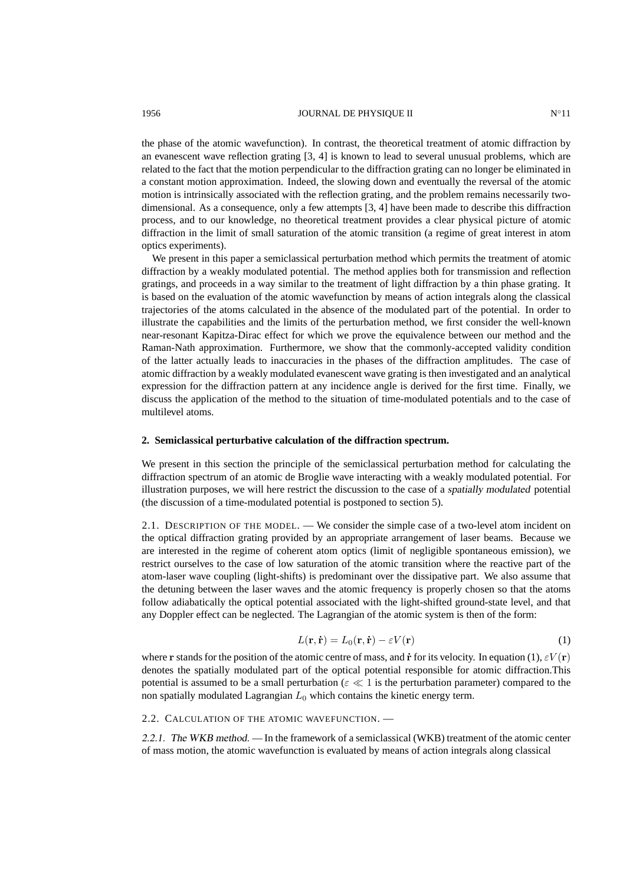the phase of the atomic wavefunction). In contrast, the theoretical treatment of atomic diffraction by an evanescent wave reflection grating [3, 4] is known to lead to several unusual problems, which are related to the fact that the motion perpendicular to the diffraction grating can no longer be eliminated in a constant motion approximation. Indeed, the slowing down and eventually the reversal of the atomic motion is intrinsically associated with the reflection grating, and the problem remains necessarily two-dimensional. As a consequence, only a few attempts [3, 4] have been made to describe this diffraction process, and to our knowledge, no theoretical treatment provides a clear physical picture of atomic diffraction in the limit of small saturation of the atomic transition (a regime of great interest in atom optics experiments).

We present in this paper a semiclassical perturbation method which permits the treatment of atomic diffraction by a weakly modulated potential. The method applies both for transmission and reflection gratings, and proceeds in a way similar to the treatment of light diffraction by a thin phase grating. It is based on the evaluation of the atomic wavefunction by means of action integrals along the classical trajectories of the atoms calculated in the absence of the modulated part of the potential. In order to illustrate the capabilities and the limits of the perturbation method, we first consider the well-known near-resonant Kapitza-Dirac effect for which we prove the equivalence between our method and the Raman-Nath approximation. Furthermore, we show that the commonly-accepted validity condition of the latter actually leads to inaccuracies in the phases of the diffraction amplitudes. The case of atomic diffraction by a weakly modulated evanescent wave grating is then investigated and an analytical expression for the diffraction pattern at any incidence angle is derived for the first time. Finally, we discuss the application of the method to the situation of time-modulated potentials and to the case of multilevel atoms.

## 2. Semiclassical perturbative calculation of the diffraction spectrum.

We present in this section the principle of the semiclassical perturbation method for calculating the diffraction spectrum of an atomic de Broglie wave interacting with a weakly modulated potential. For illustration purposes, we will here restrict the discussion to the case of a *spatially modulated* potential (the discussion of a time-modulated potential is postponed to section 5).

2.1. DESCRIPTION OF THE MODEL. — We consider the simple case of a two-level atom incident on the optical diffraction grating provided by an appropriate arrangement of laser beams. Because we are interested in the regime of coherent atom optics (limit of negligible spontaneous emission), we restrict ourselves to the case of low saturation of the atomic transition where the reactive part of the atom-laser wave coupling (light-shifts) is predominant over the dissipative part. We also assume that the detuning between the laser waves and the atomic frequency is properly chosen so that the atoms follow adiabatically the optical potential associated with the light-shifted ground-state level, and that any Doppler effect can be neglected. The Lagrangian of the atomic system is then of the form:

$$L(\mathbf{r}, \dot{\mathbf{r}}) = L_0(\mathbf{r}, \dot{\mathbf{r}}) - \varepsilon V(\mathbf{r}) \tag{1}$$

where $\mathbf{r}$ stands for the position of the atomic centre of mass, and $\dot{\mathbf{r}}$ for its velocity. In equation (1), $\varepsilon V(\mathbf{r})$ denotes the spatially modulated part of the optical potential responsible for atomic diffraction.This potential is assumed to be a small perturbation ($\varepsilon \ll 1$ is the perturbation parameter) compared to the non spatially modulated Lagrangian $L_0$ which contains the kinetic energy term.

2.2. CALCULATION OF THE ATOMIC WAVEFUNCTION. —

*2.2.1. The WKB method.* — In the framework of a semiclassical (WKB) treatment of the atomic center of mass motion, the atomic wavefunction is evaluated by means of action integrals along classical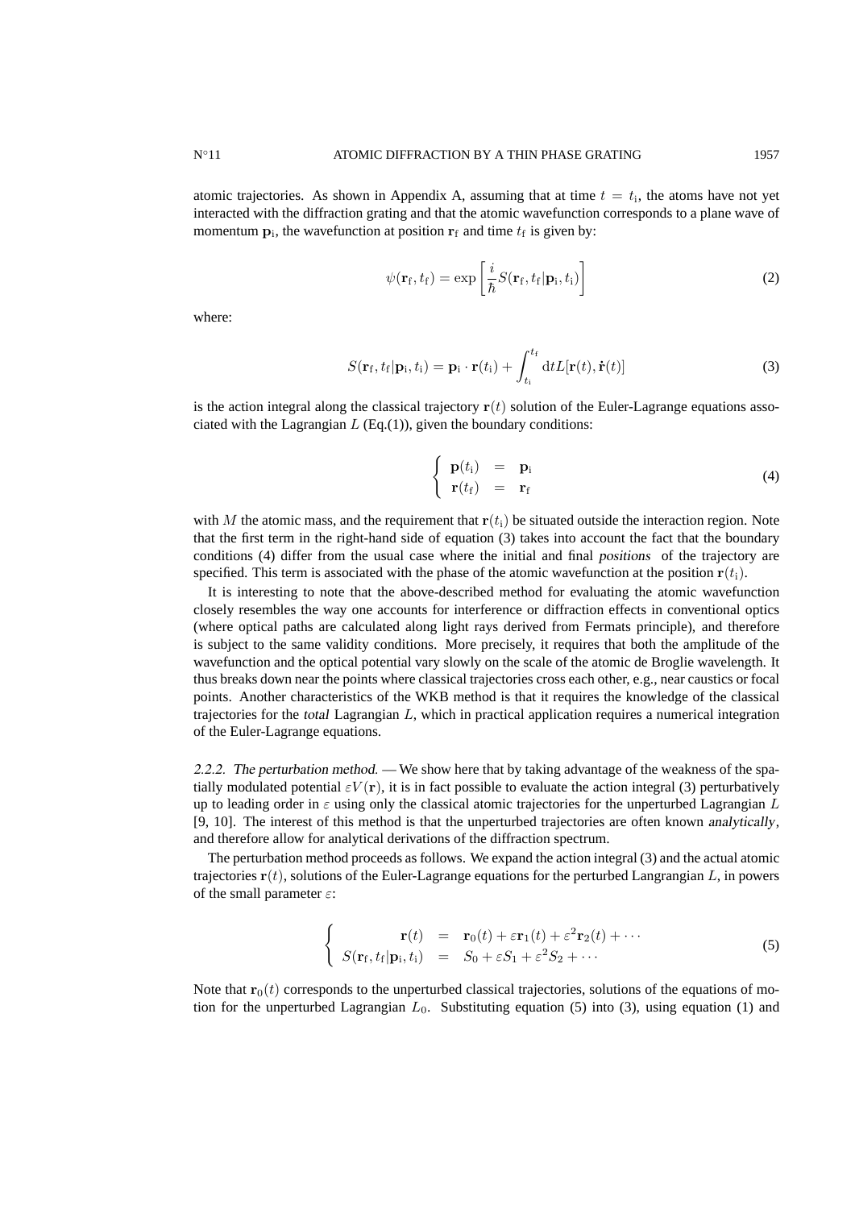atomic trajectories. As shown in Appendix A, assuming that at time $t = t_\mathrm{i}$, the atoms have not yet interacted with the diffraction grating and that the atomic wavefunction corresponds to a plane wave of momentum $\mathbf{p}_\mathrm{i}$, the wavefunction at position $\mathbf{r}_\mathrm{f}$ and time $t_\mathrm{f}$ is given by:

$$\psi(\mathbf{r}_\mathrm{f}, t_\mathrm{f}) = \exp\left[\frac{i}{\hbar} S(\mathbf{r}_\mathrm{f}, t_\mathrm{f}|\mathbf{p}_\mathrm{i}, t_\mathrm{i})\right] \tag{2}$$

where:

$$S(\mathbf{r}_\mathrm{f}, t_\mathrm{f}|\mathbf{p}_\mathrm{i}, t_\mathrm{i}) = \mathbf{p}_\mathrm{i} \cdot \mathbf{r}(t_\mathrm{i}) + \int_{t_\mathrm{i}}^{t_\mathrm{f}} \mathrm{d}t L[\mathbf{r}(t), \dot{\mathbf{r}}(t)] \tag{3}$$

is the action integral along the classical trajectory $\mathbf{r}(t)$ solution of the Euler-Lagrange equations associated with the Lagrangian $L$ (Eq.(1)), given the boundary conditions:

$$\left\{ \begin{array}{lcl} \mathbf{p}(t_\mathrm{i}) & = & \mathbf{p}_\mathrm{i} \\ \mathbf{r}(t_\mathrm{f}) & = & \mathbf{r}_\mathrm{f} \end{array} \right. \tag{4}$$

with $M$ the atomic mass, and the requirement that $\mathbf{r}(t_\mathrm{i})$ be situated outside the interaction region. Note that the first term in the right-hand side of equation (3) takes into account the fact that the boundary conditions (4) differ from the usual case where the initial and final *positions* of the trajectory are specified. This term is associated with the phase of the atomic wavefunction at the position $\mathbf{r}(t_\mathrm{i})$.

It is interesting to note that the above-described method for evaluating the atomic wavefunction closely resembles the way one accounts for interference or diffraction effects in conventional optics (where optical paths are calculated along light rays derived from Fermats principle), and therefore is subject to the same validity conditions. More precisely, it requires that both the amplitude of the wavefunction and the optical potential vary slowly on the scale of the atomic de Broglie wavelength. It thus breaks down near the points where classical trajectories cross each other, e.g., near caustics or focal points. Another characteristics of the WKB method is that it requires the knowledge of the classical trajectories for the *total* Lagrangian $L$, which in practical application requires a numerical integration of the Euler-Lagrange equations.

*2.2.2. The perturbation method.* — We show here that by taking advantage of the weakness of the spatially modulated potential $\varepsilon V(\mathbf{r})$, it is in fact possible to evaluate the action integral (3) perturbatively up to leading order in $\varepsilon$ using only the classical atomic trajectories for the unperturbed Lagrangian $L$ [9, 10]. The interest of this method is that the unperturbed trajectories are often known *analytically*, and therefore allow for analytical derivations of the diffraction spectrum.

The perturbation method proceeds as follows. We expand the action integral (3) and the actual atomic trajectories $\mathbf{r}(t)$, solutions of the Euler-Lagrange equations for the perturbed Langrangian $L$, in powers of the small parameter $\varepsilon$:

$$\left\{ \begin{array}{rcl} \mathbf{r}(t) & = & \mathbf{r}_0(t) + \varepsilon \mathbf{r}_1(t) + \varepsilon^2 \mathbf{r}_2(t) + \cdots \\ S(\mathbf{r}_\mathrm{f}, t_\mathrm{f}|\mathbf{p}_\mathrm{i}, t_\mathrm{i}) & = & S_0 + \varepsilon S_1 + \varepsilon^2 S_2 + \cdots \end{array} \right. \tag{5}$$

Note that $\mathbf{r}_0(t)$ corresponds to the unperturbed classical trajectories, solutions of the equations of motion for the unperturbed Lagrangian $L_0$. Substituting equation (5) into (3), using equation (1) and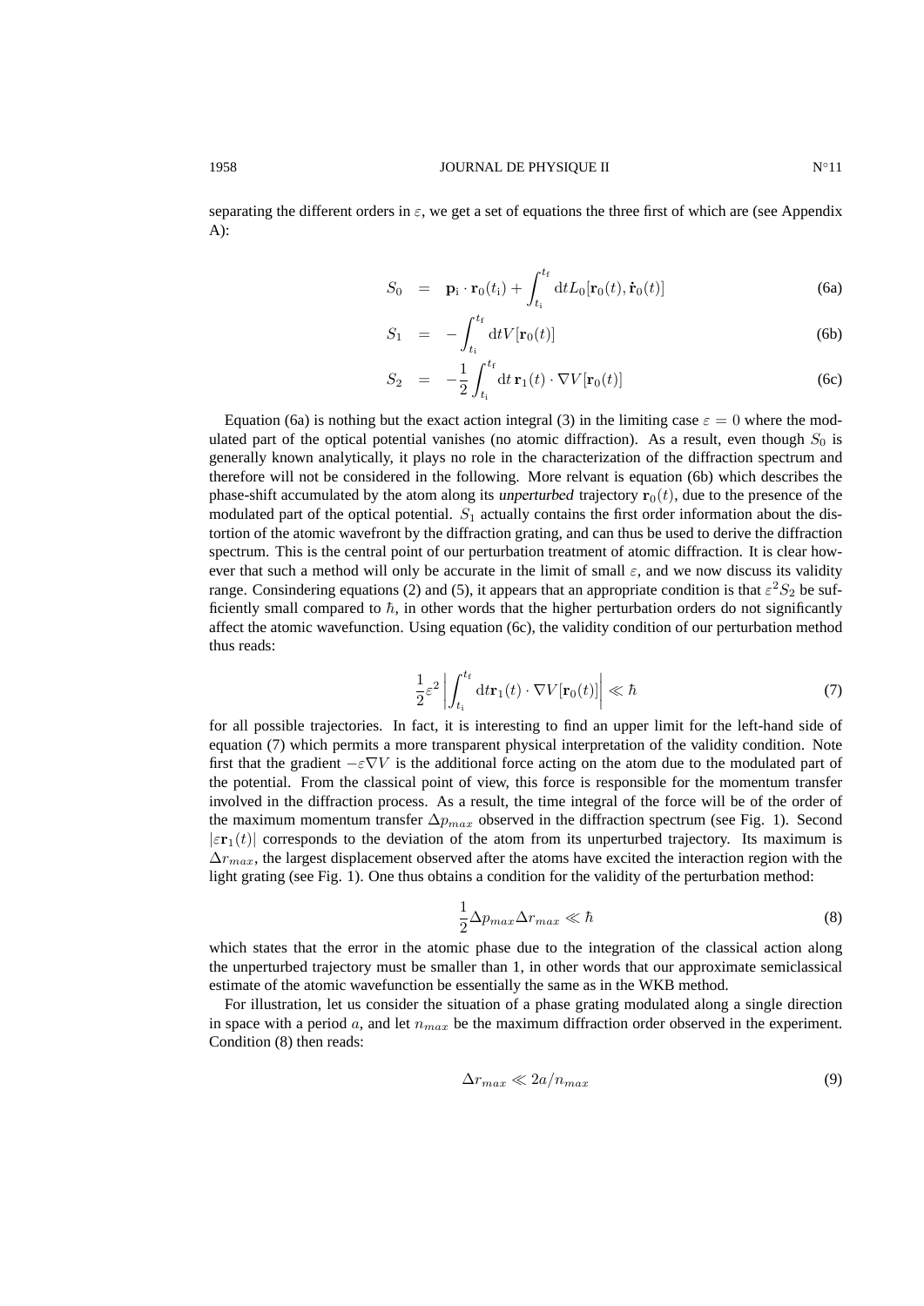separating the different orders in $\varepsilon$, we get a set of equations the three first of which are (see Appendix A):

$$S_0 \;=\; \mathbf{p}_\mathrm{i} \cdot \mathbf{r}_0(t_\mathrm{i}) + \int_{t_\mathrm{i}}^{t_\mathrm{f}} \mathrm{d}t L_0[\mathbf{r}_0(t), \dot{\mathbf{r}}_0(t)] \tag{6a}$$

$$S_1 \;=\; -\int_{t_\mathrm{i}}^{t_\mathrm{f}} \mathrm{d}t V[\mathbf{r}_0(t)] \tag{6b}$$

$$S_2 \;=\; -\frac{1}{2}\int_{t_\mathrm{i}}^{t_\mathrm{f}} \mathrm{d}t\, \mathbf{r}_1(t) \cdot \nabla V[\mathbf{r}_0(t)] \tag{6c}$$

Equation (6a) is nothing but the exact action integral (3) in the limiting case $\varepsilon = 0$ where the modulated part of the optical potential vanishes (no atomic diffraction). As a result, even though $S_0$ is generally known analytically, it plays no role in the characterization of the diffraction spectrum and therefore will not be considered in the following. More relvant is equation (6b) which describes the phase-shift accumulated by the atom along its *unperturbed* trajectory $\mathbf{r}_0(t)$, due to the presence of the modulated part of the optical potential. $S_1$ actually contains the first order information about the distortion of the atomic wavefront by the diffraction grating, and can thus be used to derive the diffraction spectrum. This is the central point of our perturbation treatment of atomic diffraction. It is clear however that such a method will only be accurate in the limit of small $\varepsilon$, and we now discuss its validity range. Consindering equations (2) and (5), it appears that an appropriate condition is that $\varepsilon^2 S_2$ be sufficiently small compared to $\hbar$, in other words that the higher perturbation orders do not significantly affect the atomic wavefunction. Using equation (6c), the validity condition of our perturbation method thus reads:

$$\frac{1}{2}\varepsilon^2 \left| \int_{t_\mathrm{i}}^{t_\mathrm{f}} \mathrm{d}t \mathbf{r}_1(t) \cdot \nabla V[\mathbf{r}_0(t)] \right| \ll \hbar \tag{7}$$

for all possible trajectories. In fact, it is interesting to find an upper limit for the left-hand side of equation (7) which permits a more transparent physical interpretation of the validity condition. Note first that the gradient $-\varepsilon \nabla V$ is the additional force acting on the atom due to the modulated part of the potential. From the classical point of view, this force is responsible for the momentum transfer involved in the diffraction process. As a result, the time integral of the force will be of the order of the maximum momentum transfer $\Delta p_{max}$ observed in the diffraction spectrum (see Fig. 1). Second $|\varepsilon \mathbf{r}_1(t)|$ corresponds to the deviation of the atom from its unperturbed trajectory. Its maximum is $\Delta r_{max}$, the largest displacement observed after the atoms have excited the interaction region with the light grating (see Fig. 1). One thus obtains a condition for the validity of the perturbation method:

$$\frac{1}{2}\Delta p_{max} \Delta r_{max} \ll \hbar \tag{8}$$

which states that the error in the atomic phase due to the integration of the classical action along the unperturbed trajectory must be smaller than 1, in other words that our approximate semiclassical estimate of the atomic wavefunction be essentially the same as in the WKB method.

For illustration, let us consider the situation of a phase grating modulated along a single direction in space with a period $a$, and let $n_{max}$ be the maximum diffraction order observed in the experiment. Condition (8) then reads:

$$\Delta r_{max} \ll 2a/n_{max} \tag{9}$$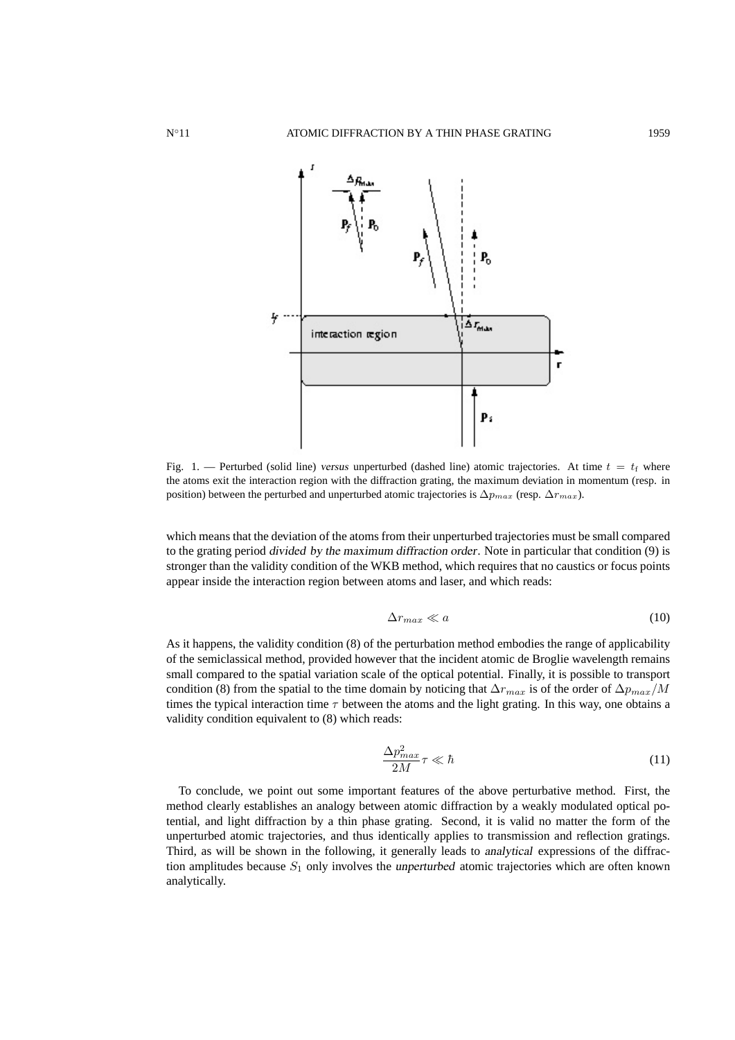Fig. 1. — Perturbed (solid line) *versus* unperturbed (dashed line) atomic trajectories. At time $t = t_f$ where the atoms exit the interaction region with the diffraction grating, the maximum deviation in momentum (resp. in position) between the perturbed and unperturbed atomic trajectories is $\Delta p_{max}$ (resp. $\Delta r_{max}$).

which means that the deviation of the atoms from their unperturbed trajectories must be small compared to the grating period *divided by the maximum diffraction order*. Note in particular that condition (9) is stronger than the validity condition of the WKB method, which requires that no caustics or focus points appear inside the interaction region between atoms and laser, and which reads:

$$\Delta r_{max} \ll a \tag{10}$$

As it happens, the validity condition (8) of the perturbation method embodies the range of applicability of the semiclassical method, provided however that the incident atomic de Broglie wavelength remains small compared to the spatial variation scale of the optical potential. Finally, it is possible to transport condition (8) from the spatial to the time domain by noticing that $\Delta r_{max}$ is of the order of $\Delta p_{max}/M$ times the typical interaction time $\tau$ between the atoms and the light grating. In this way, one obtains a validity condition equivalent to (8) which reads:

$$\frac{\Delta p_{max}^2}{2M}\tau \ll \hbar \tag{11}$$

To conclude, we point out some important features of the above perturbative method. First, the method clearly establishes an analogy between atomic diffraction by a weakly modulated optical potential, and light diffraction by a thin phase grating. Second, it is valid no matter the form of the unperturbed atomic trajectories, and thus identically applies to transmission and reflection gratings. Third, as will be shown in the following, it generally leads to *analytical* expressions of the diffraction amplitudes because $S_1$ only involves the *unperturbed* atomic trajectories which are often known analytically.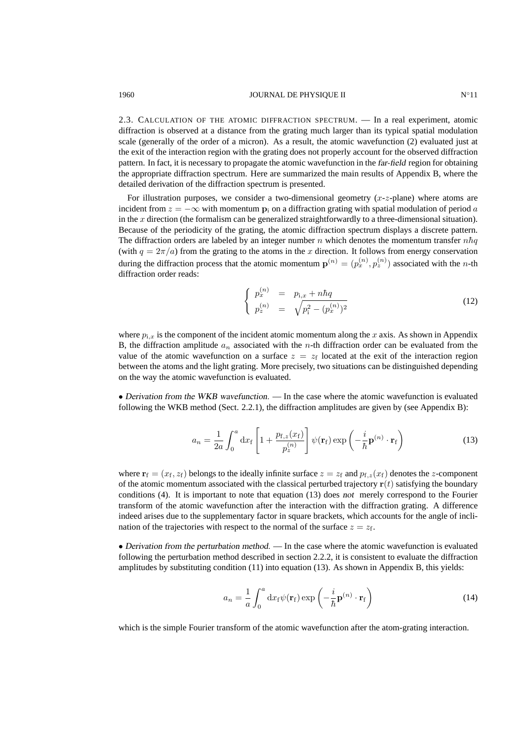2.3. CALCULATION OF THE ATOMIC DIFFRACTION SPECTRUM. — In a real experiment, atomic diffraction is observed at a distance from the grating much larger than its typical spatial modulation scale (generally of the order of a micron). As a result, the atomic wavefunction (2) evaluated just at the exit of the interaction region with the grating does not properly account for the observed diffraction pattern. In fact, it is necessary to propagate the atomic wavefunction in the *far-field* region for obtaining the appropriate diffraction spectrum. Here are summarized the main results of Appendix B, where the detailed derivation of the diffraction spectrum is presented.

For illustration purposes, we consider a two-dimensional geometry ($x$-$z$-plane) where atoms are incident from $z = -\infty$ with momentum $\mathbf{p}_{\rm i}$ on a diffraction grating with spatial modulation of period $a$ in the $x$ direction (the formalism can be generalized straightforwardly to a three-dimensional situation). Because of the periodicity of the grating, the atomic diffraction spectrum displays a discrete pattern. The diffraction orders are labeled by an integer number $n$ which denotes the momentum transfer $n\hbar q$ (with $q = 2\pi/a$) from the grating to the atoms in the $x$ direction. It follows from energy conservation during the diffraction process that the atomic momentum $\mathbf{p}^{(n)} = (p_x^{(n)}, p_z^{(n)})$ associated with the $n$-th diffraction order reads:

$$
\left\{ \begin{array}{rcl} p_x^{(n)} & = & p_{{\rm i},x} + n\hbar q \\ p_z^{(n)} & = & \sqrt{p_{\rm i}^2 - (p_x^{(n)})^2} \end{array} \right. \tag{12}
$$

where $p_{{\rm i},x}$ is the component of the incident atomic momentum along the $x$ axis. As shown in Appendix B, the diffraction amplitude $a_n$ associated with the $n$-th diffraction order can be evaluated from the value of the atomic wavefunction on a surface $z = z_{\rm f}$ located at the exit of the interaction region between the atoms and the light grating. More precisely, two situations can be distinguished depending on the way the atomic wavefunction is evaluated.

• *Derivation from the WKB wavefunction.* — In the case where the atomic wavefunction is evaluated following the WKB method (Sect. 2.2.1), the diffraction amplitudes are given by (see Appendix B):

$$
a_n = \frac{1}{2a} \int_0^a {\rm d}x_{\rm f} \left[ 1 + \frac{p_{{\rm f},z}(x_{\rm f})}{p_z^{(n)}} \right] \psi(\mathbf{r}_{\rm f}) \exp\left( -\frac{i}{\hbar} \mathbf{p}^{(n)} \cdot \mathbf{r}_{\rm f} \right) \tag{13}
$$

where $\mathbf{r}_{\rm f} = (x_{\rm f}, z_{\rm f})$ belongs to the ideally infinite surface $z = z_{\rm f}$ and $p_{{\rm f},z}(x_{\rm f})$ denotes the $z$-component of the atomic momentum associated with the classical perturbed trajectory $\mathbf{r}(t)$ satisfying the boundary conditions (4). It is important to note that equation (13) does *not* merely correspond to the Fourier transform of the atomic wavefunction after the interaction with the diffraction grating. A difference indeed arises due to the supplementary factor in square brackets, which accounts for the angle of inclination of the trajectories with respect to the normal of the surface $z = z_{\rm f}$.

• *Derivation from the perturbation method.* — In the case where the atomic wavefunction is evaluated following the perturbation method described in section 2.2.2, it is consistent to evaluate the diffraction amplitudes by substituting condition (11) into equation (13). As shown in Appendix B, this yields:

$$
a_n = \frac{1}{a} \int_0^a {\rm d}x_{\rm f} \psi(\mathbf{r}_{\rm f}) \exp\left( -\frac{i}{\hbar} \mathbf{p}^{(n)} \cdot \mathbf{r}_{\rm f} \right) \tag{14}
$$

which is the simple Fourier transform of the atomic wavefunction after the atom-grating interaction.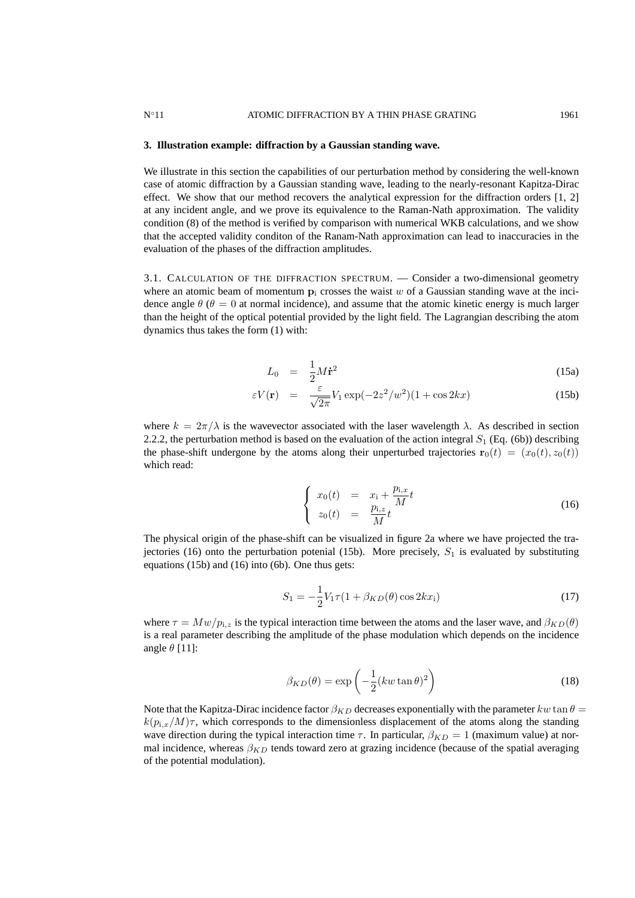## 3. Illustration example: diffraction by a Gaussian standing wave.

We illustrate in this section the capabilities of our perturbation method by considering the well-known case of atomic diffraction by a Gaussian standing wave, leading to the nearly-resonant Kapitza-Dirac effect. We show that our method recovers the analytical expression for the diffraction orders [1, 2] at any incident angle, and we prove its equivalence to the Raman-Nath approximation. The validity condition (8) of the method is verified by comparison with numerical WKB calculations, and we show that the accepted validity conditon of the Ranam-Nath approximation can lead to inaccuracies in the evaluation of the phases of the diffraction amplitudes.

3.1. Calculation of the diffraction spectrum. — Consider a two-dimensional geometry where an atomic beam of momentum $\mathbf{p}_{\mathrm{i}}$ crosses the waist $w$ of a Gaussian standing wave at the incidence angle $\theta$ ($\theta = 0$ at normal incidence), and assume that the atomic kinetic energy is much larger than the height of the optical potential provided by the light field. The Lagrangian describing the atom dynamics thus takes the form (1) with:

$$
\begin{aligned}
L_0 &= \frac{1}{2}M\dot{\mathbf{r}}^2 && \text{(15a)}\\
\varepsilon V(\mathbf{r}) &= \frac{\varepsilon}{\sqrt{2\pi}}V_1 \exp(-2z^2/w^2)(1+\cos 2kx) && \text{(15b)}
\end{aligned}
$$

where $k = 2\pi/\lambda$ is the wavevector associated with the laser wavelength $\lambda$. As described in section 2.2.2, the perturbation method is based on the evaluation of the action integral $S_1$ (Eq. (6b)) describing the phase-shift undergone by the atoms along their unperturbed trajectories $\mathbf{r}_0(t) = (x_0(t), z_0(t))$ which read:

$$
\left\{
\begin{aligned}
x_0(t) &= x_{\mathrm{i}} + \frac{p_{\mathrm{i},x}}{M}t\\
z_0(t) &= \frac{p_{\mathrm{i},z}}{M}t
\end{aligned}
\right. \tag{16}
$$

The physical origin of the phase-shift can be visualized in figure 2a where we have projected the trajectories (16) onto the perturbation potenial (15b). More precisely, $S_1$ is evaluated by substituting equations (15b) and (16) into (6b). One thus gets:

$$
S_1 = -\frac{1}{2}V_1\tau(1+\beta_{KD}(\theta)\cos 2kx_{\mathrm{i}}) \tag{17}
$$

where $\tau = Mw/p_{\mathrm{i},z}$ is the typical interaction time between the atoms and the laser wave, and $\beta_{KD}(\theta)$ is a real parameter describing the amplitude of the phase modulation which depends on the incidence angle $\theta$ [11]:

$$
\beta_{KD}(\theta) = \exp\left(-\frac{1}{2}(kw\tan\theta)^2\right) \tag{18}
$$

Note that the Kapitza-Dirac incidence factor $\beta_{KD}$ decreases exponentially with the parameter $kw\tan\theta = k(p_{\mathrm{i},x}/M)\tau$, which corresponds to the dimensionless displacement of the atoms along the standing wave direction during the typical interaction time $\tau$. In particular, $\beta_{KD} = 1$ (maximum value) at normal incidence, whereas $\beta_{KD}$ tends toward zero at grazing incidence (because of the spatial averaging of the potential modulation).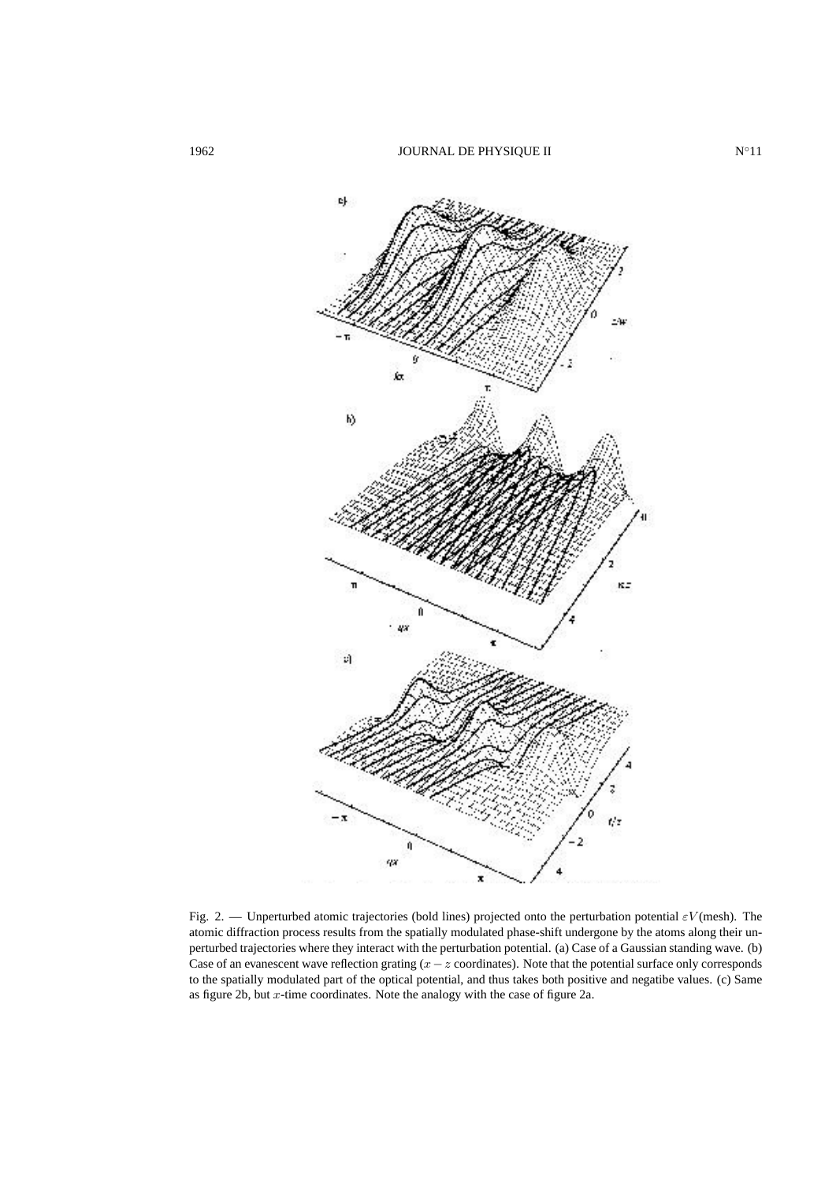Fig. 2. — Unperturbed atomic trajectories (bold lines) projected onto the perturbation potential $\varepsilon V$(mesh). The atomic diffraction process results from the spatially modulated phase-shift undergone by the atoms along their unperturbed trajectories where they interact with the perturbation potential. (a) Case of a Gaussian standing wave. (b) Case of an evanescent wave reflection grating ($x - z$ coordinates). Note that the potential surface only corresponds to the spatially modulated part of the optical potential, and thus takes both positive and negatibe values. (c) Same as figure 2b, but $x$-time coordinates. Note the analogy with the case of figure 2a.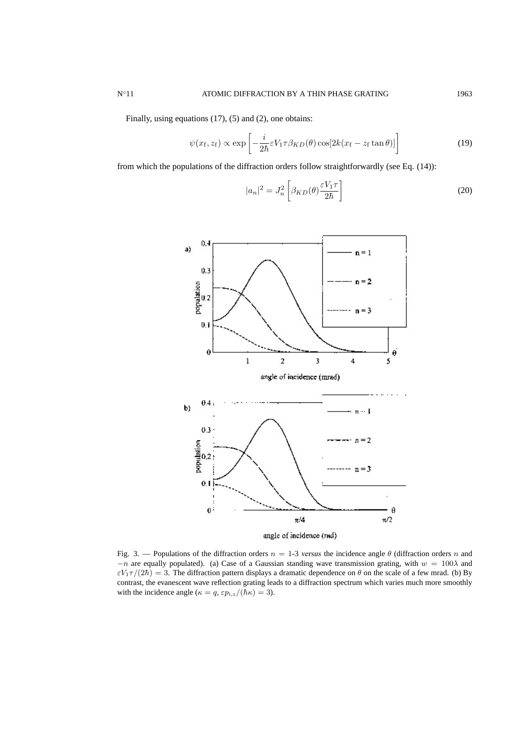Finally, using equations (17), (5) and (2), one obtains:

$$\psi(x_\mathrm{f}, z_\mathrm{f}) \propto \exp\left[-\frac{i}{2\hbar}\varepsilon V_1 \tau \beta_{KD}(\theta)\cos[2k(x_\mathrm{f} - z_\mathrm{f}\tan\theta)]\right] \tag{19}$$

from which the populations of the diffraction orders follow straightforwardly (see Eq. (14)):

$$|a_n|^2 = J_n^2\left[\beta_{KD}(\theta)\frac{\varepsilon V_1 \tau}{2\hbar}\right] \tag{20}$$

Fig. 3. — Populations of the diffraction orders $n$ = 1-3 *versus* the incidence angle $\theta$ (diffraction orders $n$ and $-n$ are equally populated). (a) Case of a Gaussian standing wave transmission grating, with $w = 100\lambda$ and $\varepsilon V_1 \tau/(2\hbar) = 3$. The diffraction pattern displays a dramatic dependence on $\theta$ on the scale of a few mrad. (b) By contrast, the evanescent wave reflection grating leads to a diffraction spectrum which varies much more smoothly with the incidence angle ($\kappa = q$, $\varepsilon p_{\mathrm{i},z}/(\hbar\kappa) = 3$).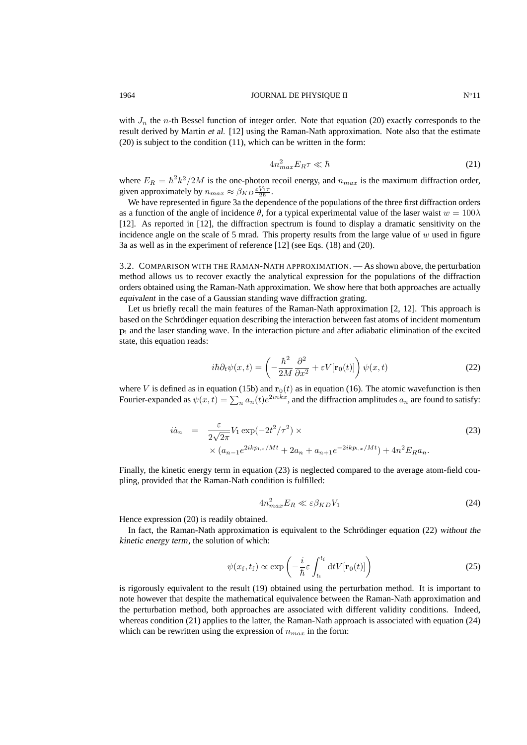with $J_n$ the $n$-th Bessel function of integer order. Note that equation (20) exactly corresponds to the result derived by Martin *et al.* [12] using the Raman-Nath approximation. Note also that the estimate (20) is subject to the condition (11), which can be written in the form:

$$4n_{max}^2 E_R \tau \ll \hbar \tag{21}$$

where $E_R = \hbar^2 k^2/2M$ is the one-photon recoil energy, and $n_{max}$ is the maximum diffraction order, given approximately by $n_{max} \approx \beta_{KD} \frac{\varepsilon V_1 \tau}{2\hbar}$.

We have represented in figure 3a the dependence of the populations of the three first diffraction orders as a function of the angle of incidence $\theta$, for a typical experimental value of the laser waist $w = 100\lambda$ [12]. As reported in [12], the diffraction spectrum is found to display a dramatic sensitivity on the incidence angle on the scale of 5 mrad. This property results from the large value of $w$ used in figure 3a as well as in the experiment of reference [12] (see Eqs. (18) and (20).

### 3.2. Comparison with the Raman-Nath approximation.

— As shown above, the perturbation method allows us to recover exactly the analytical expression for the populations of the diffraction orders obtained using the Raman-Nath approximation. We show here that both approaches are actually *equivalent* in the case of a Gaussian standing wave diffraction grating.

Let us briefly recall the main features of the Raman-Nath approximation [2, 12]. This approach is based on the Schrödinger equation describing the interaction between fast atoms of incident momentum $\mathbf{p}_\mathrm{i}$ and the laser standing wave. In the interaction picture and after adiabatic elimination of the excited state, this equation reads:

$$i\hbar\partial_t \psi(x,t) = \left(-\frac{\hbar^2}{2M}\frac{\partial^2}{\partial x^2} + \varepsilon V[\mathbf{r}_0(t)]\right)\psi(x,t) \tag{22}$$

where $V$ is defined as in equation (15b) and $\mathbf{r}_0(t)$ as in equation (16). The atomic wavefunction is then Fourier-expanded as $\psi(x,t) = \sum_n a_n(t) e^{2inkx}$, and the diffraction amplitudes $a_n$ are found to satisfy:

$$\begin{aligned} i\dot{a}_n &= \frac{\varepsilon}{2\sqrt{2\pi}} V_1 \exp(-2t^2/\tau^2) \times \\ &\quad \times (a_{n-1} e^{2ikp_{\mathrm{i},x}/Mt} + 2a_n + a_{n+1} e^{-2ikp_{\mathrm{i},x}/Mt}) + 4n^2 E_R a_n. \end{aligned} \tag{23}$$

Finally, the kinetic energy term in equation (23) is neglected compared to the average atom-field coupling, provided that the Raman-Nath condition is fulfilled:

$$4n_{max}^2 E_R \ll \varepsilon \beta_{KD} V_1 \tag{24}$$

Hence expression (20) is readily obtained.

In fact, the Raman-Nath approximation is equivalent to the Schrödinger equation (22) *without the kinetic energy term*, the solution of which:

$$\psi(x_\mathrm{f}, t_\mathrm{f}) \propto \exp\left(-\frac{i}{\hbar}\varepsilon \int_{t_\mathrm{i}}^{t_\mathrm{f}} \mathrm{d}t V[\mathbf{r}_0(t)]\right) \tag{25}$$

is rigorously equivalent to the result (19) obtained using the perturbation method. It is important to note however that despite the mathematical equivalence between the Raman-Nath approximation and the perturbation method, both approaches are associated with different validity conditions. Indeed, whereas condition (21) applies to the latter, the Raman-Nath approach is associated with equation (24) which can be rewritten using the expression of $n_{max}$ in the form: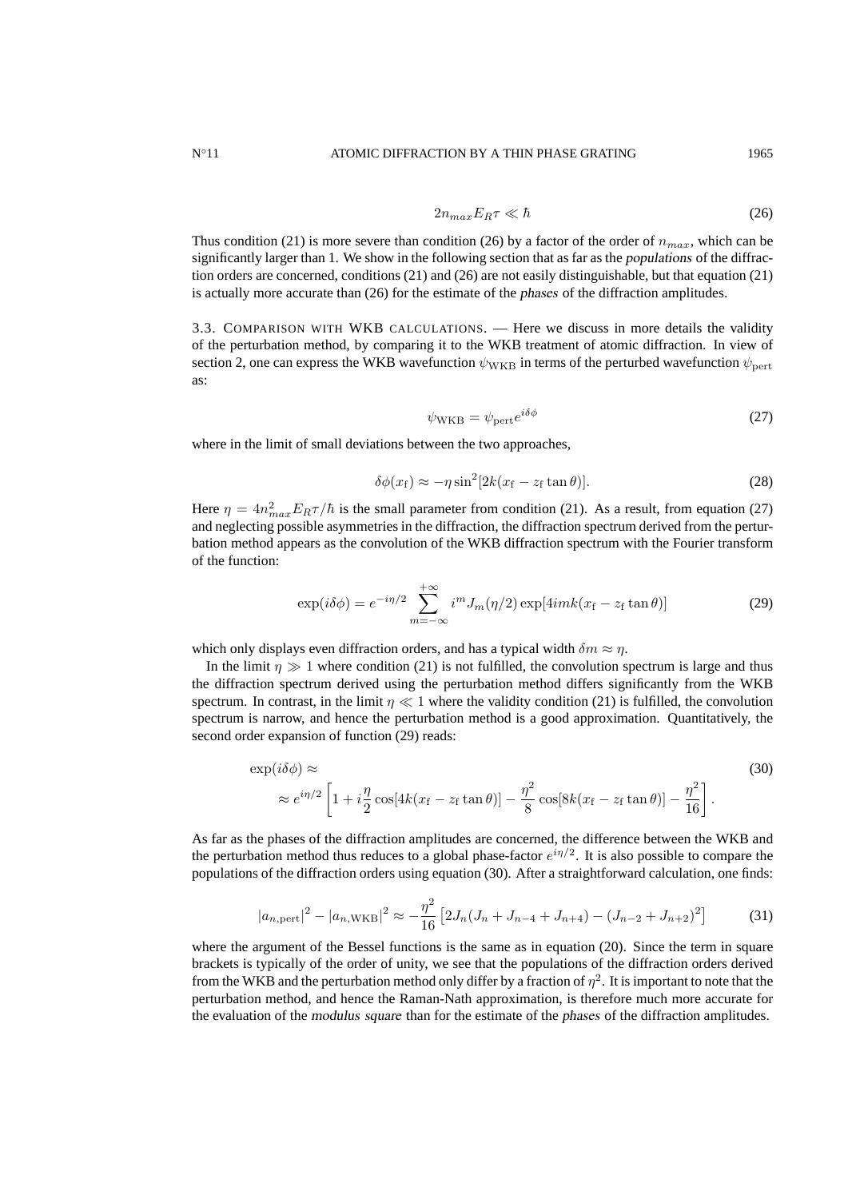$$2n_{max}E_R\tau \ll \hbar \tag{26}$$

Thus condition (21) is more severe than condition (26) by a factor of the order of $n_{max}$, which can be significantly larger than 1. We show in the following section that as far as the *populations* of the diffraction orders are concerned, conditions (21) and (26) are not easily distinguishable, but that equation (21) is actually more accurate than (26) for the estimate of the *phases* of the diffraction amplitudes.

### 3.3. Comparison with WKB calculations.

— Here we discuss in more details the validity of the perturbation method, by comparing it to the WKB treatment of atomic diffraction. In view of section 2, one can express the WKB wavefunction $\psi_{\mathrm{WKB}}$ in terms of the perturbed wavefunction $\psi_{\mathrm{pert}}$ as:

$$\psi_{\mathrm{WKB}} = \psi_{\mathrm{pert}} e^{i\delta\phi} \tag{27}$$

where in the limit of small deviations between the two approaches,

$$\delta\phi(x_{\mathrm{f}}) \approx -\eta \sin^2[2k(x_{\mathrm{f}} - z_{\mathrm{f}}\tan\theta)]. \tag{28}$$

Here $\eta = 4n_{max}^2 E_R\tau/\hbar$ is the small parameter from condition (21). As a result, from equation (27) and neglecting possible asymmetries in the diffraction, the diffraction spectrum derived from the perturbation method appears as the convolution of the WKB diffraction spectrum with the Fourier transform of the function:

$$\exp(i\delta\phi) = e^{-i\eta/2} \sum_{m=-\infty}^{+\infty} i^m J_m(\eta/2) \exp[4imk(x_{\mathrm{f}} - z_{\mathrm{f}}\tan\theta)] \tag{29}$$

which only displays even diffraction orders, and has a typical width $\delta m \approx \eta$.

In the limit $\eta \gg 1$ where condition (21) is not fulfilled, the convolution spectrum is large and thus the diffraction spectrum derived using the perturbation method differs significantly from the WKB spectrum. In contrast, in the limit $\eta \ll 1$ where the validity condition (21) is fulfilled, the convolution spectrum is narrow, and hence the perturbation method is a good approximation. Quantitatively, the second order expansion of function (29) reads:

$$\begin{aligned} &\exp(i\delta\phi) \approx \\ &\quad \approx e^{i\eta/2}\left[1 + i\frac{\eta}{2}\cos[4k(x_{\mathrm{f}} - z_{\mathrm{f}}\tan\theta)] - \frac{\eta^2}{8}\cos[8k(x_{\mathrm{f}} - z_{\mathrm{f}}\tan\theta)] - \frac{\eta^2}{16}\right]. \end{aligned} \tag{30}$$

As far as the phases of the diffraction amplitudes are concerned, the difference between the WKB and the perturbation method thus reduces to a global phase-factor $e^{i\eta/2}$. It is also possible to compare the populations of the diffraction orders using equation (30). After a straightforward calculation, one finds:

$$|a_{n,\mathrm{pert}}|^2 - |a_{n,\mathrm{WKB}}|^2 \approx -\frac{\eta^2}{16}\left[2J_n(J_n + J_{n-4} + J_{n+4}) - (J_{n-2} + J_{n+2})^2\right] \tag{31}$$

where the argument of the Bessel functions is the same as in equation (20). Since the term in square brackets is typically of the order of unity, we see that the populations of the diffraction orders derived from the WKB and the perturbation method only differ by a fraction of $\eta^2$. It is important to note that the perturbation method, and hence the Raman-Nath approximation, is therefore much more accurate for the evaluation of the *modulus square* than for the estimate of the *phases* of the diffraction amplitudes.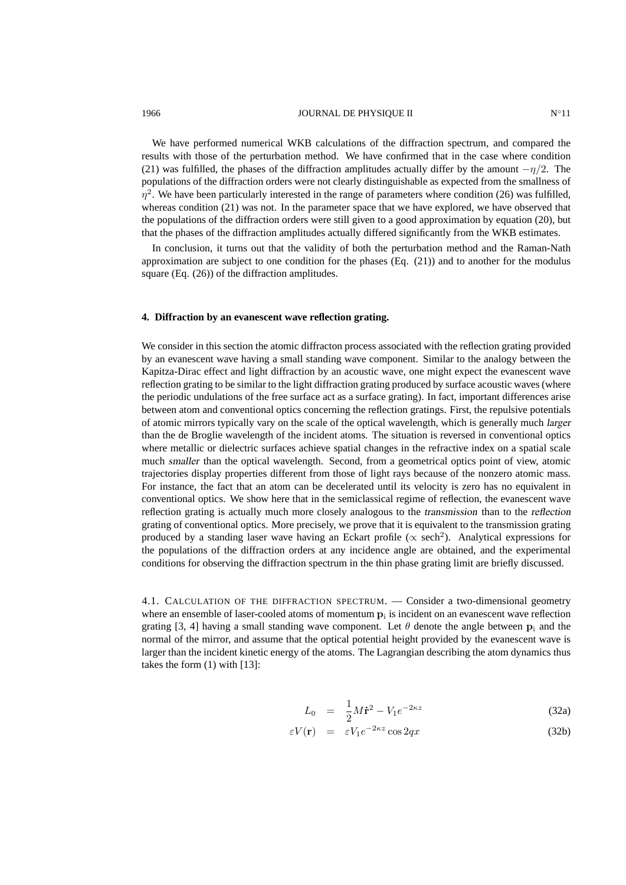We have performed numerical WKB calculations of the diffraction spectrum, and compared the results with those of the perturbation method. We have confirmed that in the case where condition (21) was fulfilled, the phases of the diffraction amplitudes actually differ by the amount $-\eta/2$. The populations of the diffraction orders were not clearly distinguishable as expected from the smallness of $\eta^2$. We have been particularly interested in the range of parameters where condition (26) was fulfilled, whereas condition (21) was not. In the parameter space that we have explored, we have observed that the populations of the diffraction orders were still given to a good approximation by equation (20), but that the phases of the diffraction amplitudes actually differed significantly from the WKB estimates.

In conclusion, it turns out that the validity of both the perturbation method and the Raman-Nath approximation are subject to one condition for the phases (Eq. (21)) and to another for the modulus square (Eq. (26)) of the diffraction amplitudes.

## 4. Diffraction by an evanescent wave reflection grating.

We consider in this section the atomic diffracton process associated with the reflection grating provided by an evanescent wave having a small standing wave component. Similar to the analogy between the Kapitza-Dirac effect and light diffraction by an acoustic wave, one might expect the evanescent wave reflection grating to be similar to the light diffraction grating produced by surface acoustic waves (where the periodic undulations of the free surface act as a surface grating). In fact, important differences arise between atom and conventional optics concerning the reflection gratings. First, the repulsive potentials of atomic mirrors typically vary on the scale of the optical wavelength, which is generally much *larger* than the de Broglie wavelength of the incident atoms. The situation is reversed in conventional optics where metallic or dielectric surfaces achieve spatial changes in the refractive index on a spatial scale much *smaller* than the optical wavelength. Second, from a geometrical optics point of view, atomic trajectories display properties different from those of light rays because of the nonzero atomic mass. For instance, the fact that an atom can be decelerated until its velocity is zero has no equivalent in conventional optics. We show here that in the semiclassical regime of reflection, the evanescent wave reflection grating is actually much more closely analogous to the *transmission* than to the *reflection* grating of conventional optics. More precisely, we prove that it is equivalent to the transmission grating produced by a standing laser wave having an Eckart profile ($\propto$ sech$^2$). Analytical expressions for the populations of the diffraction orders at any incidence angle are obtained, and the experimental conditions for observing the diffraction spectrum in the thin phase grating limit are briefly discussed.

### 4.1. Calculation of the diffraction spectrum.

— Consider a two-dimensional geometry where an ensemble of laser-cooled atoms of momentum $\mathbf{p}_{\rm i}$ is incident on an evanescent wave reflection grating [3, 4] having a small standing wave component. Let $\theta$ denote the angle between $\mathbf{p}_{\rm i}$ and the normal of the mirror, and assume that the optical potential height provided by the evanescent wave is larger than the incident kinetic energy of the atoms. The Lagrangian describing the atom dynamics thus takes the form (1) with [13]:

$$L_0 = \frac{1}{2}M\dot{\mathbf{r}}^2 - V_1 e^{-2\kappa z} \tag{32a}$$

$$\varepsilon V(\mathbf{r}) = \varepsilon V_1 e^{-2\kappa z}\cos 2qx \tag{32b}$$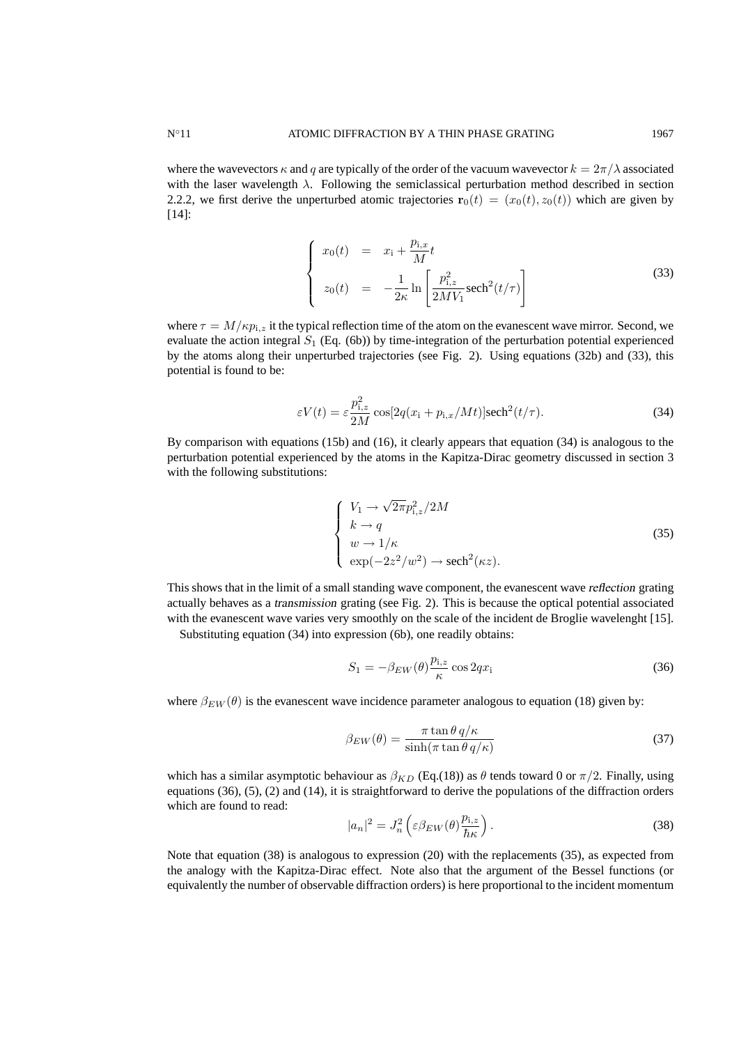where the wavevectors $\kappa$ and $q$ are typically of the order of the vacuum wavevector $k = 2\pi/\lambda$ associated with the laser wavelength $\lambda$. Following the semiclassical perturbation method described in section 2.2.2, we first derive the unperturbed atomic trajectories $\mathbf{r}_0(t) = (x_0(t), z_0(t))$ which are given by [14]:

$$
\left\{
\begin{array}{rcl}
x_0(t) & = & x_{\rm i} + \dfrac{p_{{\rm i},x}}{M} t \\
z_0(t) & = & -\dfrac{1}{2\kappa} \ln\left[\dfrac{p_{{\rm i},z}^2}{2MV_1} \text{sech}^2(t/\tau)\right]
\end{array}
\right.
\tag{33}
$$

where $\tau = M/\kappa p_{{\rm i},z}$ it the typical reflection time of the atom on the evanescent wave mirror. Second, we evaluate the action integral $S_1$ (Eq. (6b)) by time-integration of the perturbation potential experienced by the atoms along their unperturbed trajectories (see Fig. 2). Using equations (32b) and (33), this potential is found to be:

$$
\varepsilon V(t) = \varepsilon \frac{p_{{\rm i},z}^2}{2M} \cos[2q(x_{\rm i} + p_{{\rm i},x}/Mt)]\text{sech}^2(t/\tau).
\tag{34}
$$

By comparison with equations (15b) and (16), it clearly appears that equation (34) is analogous to the perturbation potential experienced by the atoms in the Kapitza-Dirac geometry discussed in section 3 with the following substitutions:

$$
\left\{
\begin{array}{l}
V_1 \rightarrow \sqrt{2\pi} p_{{\rm i},z}^2/2M \\
k \rightarrow q \\
w \rightarrow 1/\kappa \\
\exp(-2z^2/w^2) \rightarrow \text{sech}^2(\kappa z).
\end{array}
\right.
\tag{35}
$$

This shows that in the limit of a small standing wave component, the evanescent wave *reflection* grating actually behaves as a *transmission* grating (see Fig. 2). This is because the optical potential associated with the evanescent wave varies very smoothly on the scale of the incident de Broglie wavelenght [15].

Substituting equation (34) into expression (6b), one readily obtains:

$$
S_1 = -\beta_{EW}(\theta) \frac{p_{{\rm i},z}}{\kappa} \cos 2q x_{\rm i}
\tag{36}
$$

where $\beta_{EW}(\theta)$ is the evanescent wave incidence parameter analogous to equation (18) given by:

$$
\beta_{EW}(\theta) = \frac{\pi \tan\theta \, q/\kappa}{\sinh(\pi \tan\theta \, q/\kappa)}
\tag{37}
$$

which has a similar asymptotic behaviour as $\beta_{KD}$ (Eq.(18)) as $\theta$ tends toward 0 or $\pi/2$. Finally, using equations (36), (5), (2) and (14), it is straightforward to derive the populations of the diffraction orders which are found to read:

$$
|a_n|^2 = J_n^2\left(\varepsilon \beta_{EW}(\theta) \frac{p_{{\rm i},z}}{\hbar\kappa}\right).
\tag{38}
$$

Note that equation (38) is analogous to expression (20) with the replacements (35), as expected from the analogy with the Kapitza-Dirac effect. Note also that the argument of the Bessel functions (or equivalently the number of observable diffraction orders) is here proportional to the incident momentum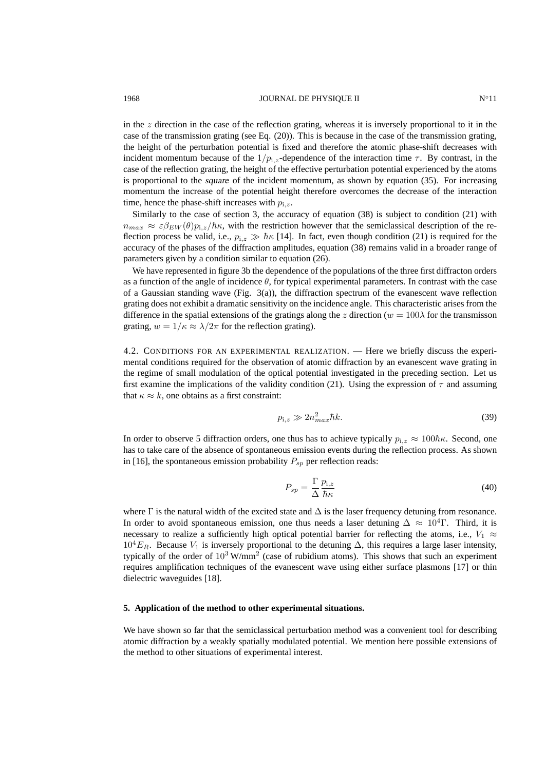in the $z$ direction in the case of the reflection grating, whereas it is inversely proportional to it in the case of the transmission grating (see Eq. (20)). This is because in the case of the transmission grating, the height of the perturbation potential is fixed and therefore the atomic phase-shift decreases with incident momentum because of the $1/p_{\mathrm{i},z}$-dependence of the interaction time $\tau$. By contrast, in the case of the reflection grating, the height of the effective perturbation potential experienced by the atoms is proportional to the *square* of the incident momentum, as shown by equation (35). For increasing momentum the increase of the potential height therefore overcomes the decrease of the interaction time, hence the phase-shift increases with $p_{\mathrm{i},z}$.

Similarly to the case of section 3, the accuracy of equation (38) is subject to condition (21) with $n_{max} \approx \varepsilon\beta_{EW}(\theta)p_{\mathrm{i},z}/\hbar\kappa$, with the restriction however that the semiclassical description of the reflection process be valid, i.e., $p_{\mathrm{i},z} \gg \hbar\kappa$ [14]. In fact, even though condition (21) is required for the accuracy of the phases of the diffraction amplitudes, equation (38) remains valid in a broader range of parameters given by a condition similar to equation (26).

We have represented in figure 3b the dependence of the populations of the three first diffracton orders as a function of the angle of incidence $\theta$, for typical experimental parameters. In contrast with the case of a Gaussian standing wave (Fig. 3(a)), the diffraction spectrum of the evanescent wave reflection grating does not exhibit a dramatic sensitivity on the incidence angle. This characteristic arises from the difference in the spatial extensions of the gratings along the $z$ direction ($w = 100\lambda$ for the transmisson grating, $w = 1/\kappa \approx \lambda/2\pi$ for the reflection grating).

4.2. Conditions for an experimental realization. — Here we briefly discuss the experimental conditions required for the observation of atomic diffraction by an evanescent wave grating in the regime of small modulation of the optical potential investigated in the preceding section. Let us first examine the implications of the validity condition (21). Using the expression of $\tau$ and assuming that $\kappa \approx k$, one obtains as a first constraint:

$$p_{\mathrm{i},z} \gg 2n_{max}^2\hbar k. \tag{39}$$

In order to observe 5 diffraction orders, one thus has to achieve typically $p_{\mathrm{i},z} \approx 100\hbar\kappa$. Second, one has to take care of the absence of spontaneous emission events during the reflection process. As shown in [16], the spontaneous emission probability $P_{sp}$ per reflection reads:

$$P_{sp} = \frac{\Gamma}{\Delta}\frac{p_{\mathrm{i},z}}{\hbar\kappa} \tag{40}$$

where $\Gamma$ is the natural width of the excited state and $\Delta$ is the laser frequency detuning from resonance. In order to avoid spontaneous emission, one thus needs a laser detuning $\Delta \approx 10^4\Gamma$. Third, it is necessary to realize a sufficiently high optical potential barrier for reflecting the atoms, i.e., $V_1 \approx 10^4 E_R$. Because $V_1$ is inversely proportional to the detuning $\Delta$, this requires a large laser intensity, typically of the order of $10^3$ W/mm$^2$ (case of rubidium atoms). This shows that such an experiment requires amplification techniques of the evanescent wave using either surface plasmons [17] or thin dielectric waveguides [18].

## 5. Application of the method to other experimental situations.

We have shown so far that the semiclassical perturbation method was a convenient tool for describing atomic diffraction by a weakly spatially modulated potential. We mention here possible extensions of the method to other situations of experimental interest.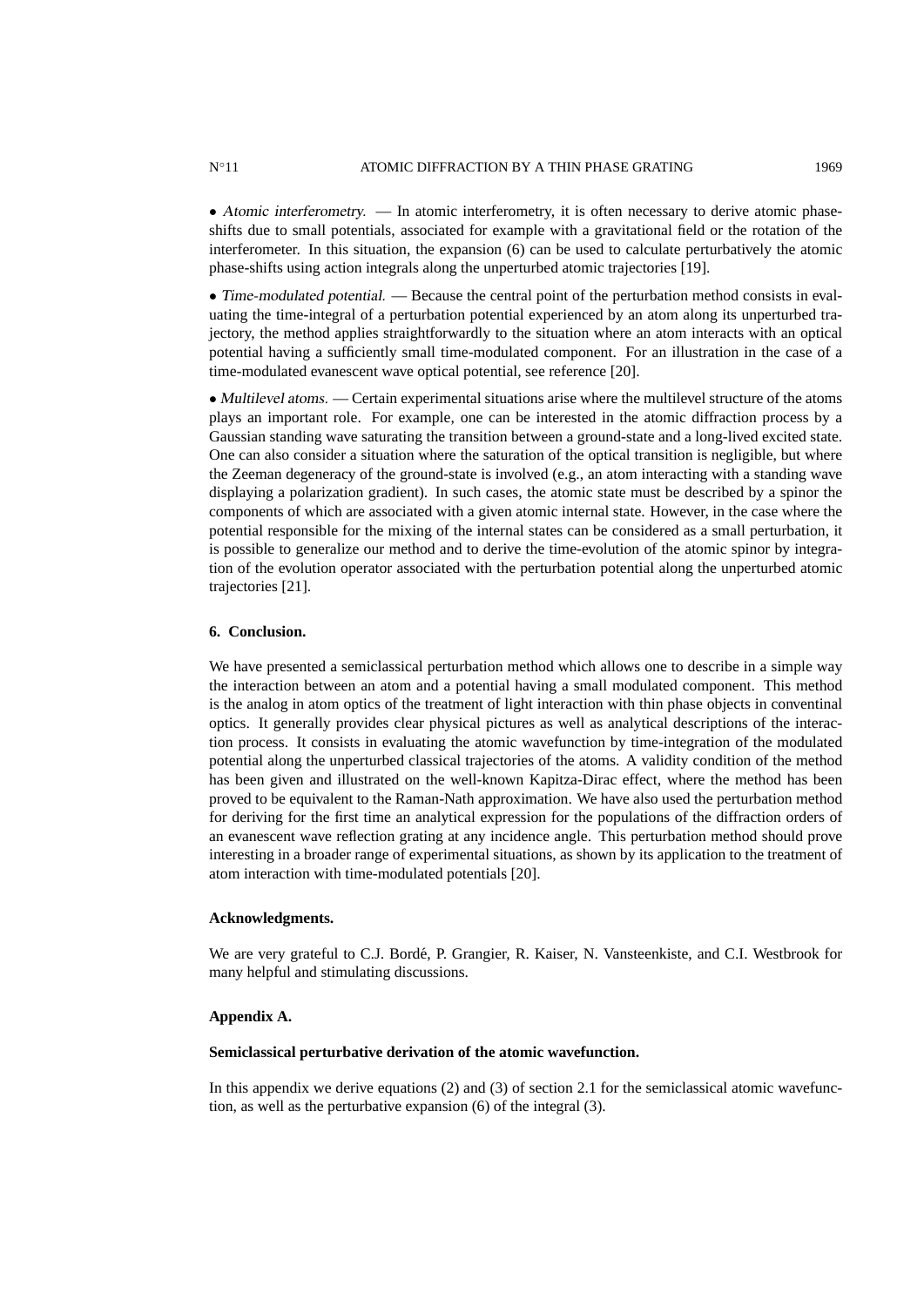• *Atomic interferometry.* — In atomic interferometry, it is often necessary to derive atomic phase-shifts due to small potentials, associated for example with a gravitational field or the rotation of the interferometer. In this situation, the expansion (6) can be used to calculate perturbatively the atomic phase-shifts using action integrals along the unperturbed atomic trajectories [19].

• *Time-modulated potential.* — Because the central point of the perturbation method consists in evaluating the time-integral of a perturbation potential experienced by an atom along its unperturbed trajectory, the method applies straightforwardly to the situation where an atom interacts with an optical potential having a sufficiently small time-modulated component. For an illustration in the case of a time-modulated evanescent wave optical potential, see reference [20].

• *Multilevel atoms.* — Certain experimental situations arise where the multilevel structure of the atoms plays an important role. For example, one can be interested in the atomic diffraction process by a Gaussian standing wave saturating the transition between a ground-state and a long-lived excited state. One can also consider a situation where the saturation of the optical transition is negligible, but where the Zeeman degeneracy of the ground-state is involved (e.g., an atom interacting with a standing wave displaying a polarization gradient). In such cases, the atomic state must be described by a spinor the components of which are associated with a given atomic internal state. However, in the case where the potential responsible for the mixing of the internal states can be considered as a small perturbation, it is possible to generalize our method and to derive the time-evolution of the atomic spinor by integration of the evolution operator associated with the perturbation potential along the unperturbed atomic trajectories [21].

## 6. Conclusion.

We have presented a semiclassical perturbation method which allows one to describe in a simple way the interaction between an atom and a potential having a small modulated component. This method is the analog in atom optics of the treatment of light interaction with thin phase objects in conventinal optics. It generally provides clear physical pictures as well as analytical descriptions of the interaction process. It consists in evaluating the atomic wavefunction by time-integration of the modulated potential along the unperturbed classical trajectories of the atoms. A validity condition of the method has been given and illustrated on the well-known Kapitza-Dirac effect, where the method has been proved to be equivalent to the Raman-Nath approximation. We have also used the perturbation method for deriving for the first time an analytical expression for the populations of the diffraction orders of an evanescent wave reflection grating at any incidence angle. This perturbation method should prove interesting in a broader range of experimental situations, as shown by its application to the treatment of atom interaction with time-modulated potentials [20].

## Acknowledgments.

We are very grateful to C.J. Bordé, P. Grangier, R. Kaiser, N. Vansteenkiste, and C.I. Westbrook for many helpful and stimulating discussions.

## Appendix A.

### Semiclassical perturbative derivation of the atomic wavefunction.

In this appendix we derive equations (2) and (3) of section 2.1 for the semiclassical atomic wavefunction, as well as the perturbative expansion (6) of the integral (3).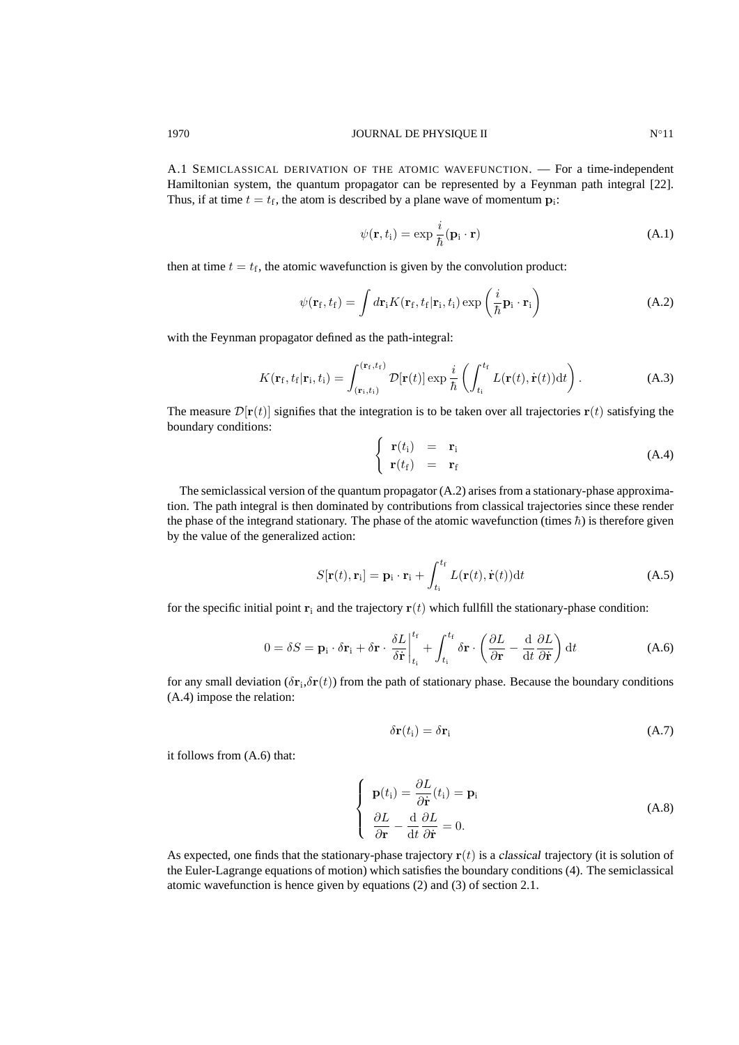A.1 SEMICLASSICAL DERIVATION OF THE ATOMIC WAVEFUNCTION. — For a time-independent Hamiltonian system, the quantum propagator can be represented by a Feynman path integral [22]. Thus, if at time $t = t_\mathrm{f}$, the atom is described by a plane wave of momentum $\mathbf{p}_\mathrm{i}$:

$$\psi(\mathbf{r}, t_\mathrm{i}) = \exp \frac{i}{\hbar}(\mathbf{p}_\mathrm{i} \cdot \mathbf{r}) \tag{A.1}$$

then at time $t = t_\mathrm{f}$, the atomic wavefunction is given by the convolution product:

$$\psi(\mathbf{r}_\mathrm{f}, t_\mathrm{f}) = \int d\mathbf{r}_\mathrm{i} K(\mathbf{r}_\mathrm{f}, t_\mathrm{f}|\mathbf{r}_\mathrm{i}, t_\mathrm{i}) \exp\left(\frac{i}{\hbar}\mathbf{p}_\mathrm{i} \cdot \mathbf{r}_\mathrm{i}\right) \tag{A.2}$$

with the Feynman propagator defined as the path-integral:

$$K(\mathbf{r}_\mathrm{f}, t_\mathrm{f}|\mathbf{r}_\mathrm{i}, t_\mathrm{i}) = \int_{(\mathbf{r}_\mathrm{i}, t_\mathrm{i})}^{(\mathbf{r}_\mathrm{f}, t_\mathrm{f})} \mathcal{D}[\mathbf{r}(t)] \exp \frac{i}{\hbar}\left(\int_{t_\mathrm{i}}^{t_\mathrm{f}} L(\mathbf{r}(t), \dot{\mathbf{r}}(t))\mathrm{d}t\right). \tag{A.3}$$

The measure $\mathcal{D}[\mathbf{r}(t)]$ signifies that the integration is to be taken over all trajectories $\mathbf{r}(t)$ satisfying the boundary conditions:

$$\left\{ \begin{array}{lcl} \mathbf{r}(t_\mathrm{i}) & = & \mathbf{r}_\mathrm{i} \\ \mathbf{r}(t_\mathrm{f}) & = & \mathbf{r}_\mathrm{f} \end{array} \right. \tag{A.4}$$

The semiclassical version of the quantum propagator (A.2) arises from a stationary-phase approximation. The path integral is then dominated by contributions from classical trajectories since these render the phase of the integrand stationary. The phase of the atomic wavefunction (times $\hbar$) is therefore given by the value of the generalized action:

$$S[\mathbf{r}(t), \mathbf{r}_\mathrm{i}] = \mathbf{p}_\mathrm{i} \cdot \mathbf{r}_\mathrm{i} + \int_{t_\mathrm{i}}^{t_\mathrm{f}} L(\mathbf{r}(t), \dot{\mathbf{r}}(t))\mathrm{d}t \tag{A.5}$$

for the specific initial point $\mathbf{r}_\mathrm{i}$ and the trajectory $\mathbf{r}(t)$ which fullfill the stationary-phase condition:

$$0 = \delta S = \mathbf{p}_\mathrm{i} \cdot \delta\mathbf{r}_\mathrm{i} + \delta\mathbf{r} \cdot \left.\frac{\delta L}{\delta \dot{\mathbf{r}}}\right|_{t_\mathrm{i}}^{t_\mathrm{f}} + \int_{t_\mathrm{i}}^{t_\mathrm{f}} \delta\mathbf{r} \cdot \left(\frac{\partial L}{\partial \mathbf{r}} - \frac{\mathrm{d}}{\mathrm{d}t}\frac{\partial L}{\partial \dot{\mathbf{r}}}\right)\mathrm{d}t \tag{A.6}$$

for any small deviation ($\delta\mathbf{r}_\mathrm{i}$,$\delta\mathbf{r}(t)$) from the path of stationary phase. Because the boundary conditions (A.4) impose the relation:

$$\delta\mathbf{r}(t_\mathrm{i}) = \delta\mathbf{r}_\mathrm{i} \tag{A.7}$$

it follows from (A.6) that:

$$\left\{ \begin{array}{l} \mathbf{p}(t_\mathrm{i}) = \dfrac{\partial L}{\partial \dot{\mathbf{r}}}(t_\mathrm{i}) = \mathbf{p}_\mathrm{i} \\ \dfrac{\partial L}{\partial \mathbf{r}} - \dfrac{\mathrm{d}}{\mathrm{d}t}\dfrac{\partial L}{\partial \dot{\mathbf{r}}} = 0. \end{array} \right. \tag{A.8}$$

As expected, one finds that the stationary-phase trajectory $\mathbf{r}(t)$ is a *classical* trajectory (it is solution of the Euler-Lagrange equations of motion) which satisfies the boundary conditions (4). The semiclassical atomic wavefunction is hence given by equations (2) and (3) of section 2.1.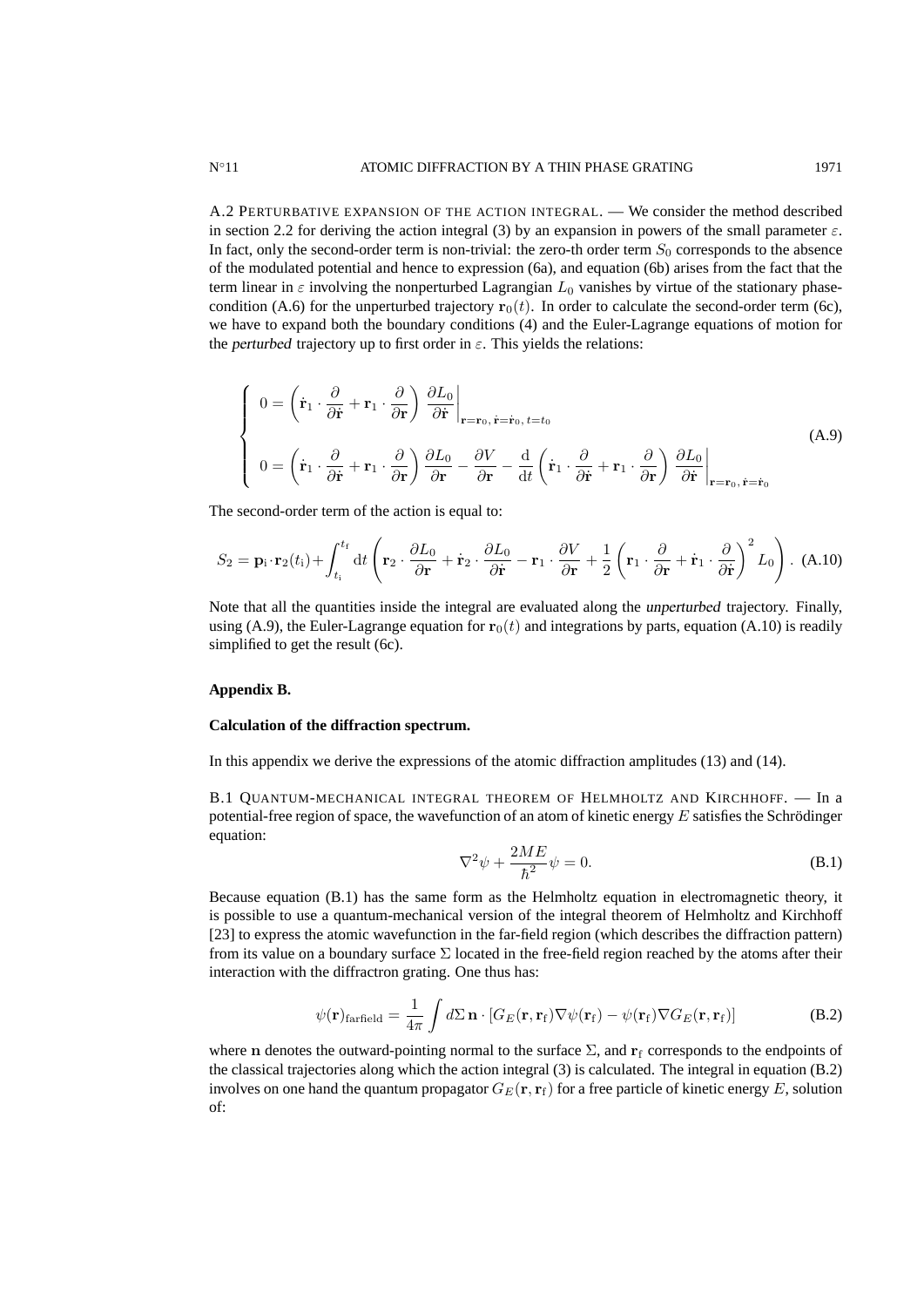A.2 PERTURBATIVE EXPANSION OF THE ACTION INTEGRAL. — We consider the method described in section 2.2 for deriving the action integral (3) by an expansion in powers of the small parameter $\varepsilon$. In fact, only the second-order term is non-trivial: the zero-th order term $S_0$ corresponds to the absence of the modulated potential and hence to expression (6a), and equation (6b) arises from the fact that the term linear in $\varepsilon$ involving the nonperturbed Lagrangian $L_0$ vanishes by virtue of the stationary phase-condition (A.6) for the unperturbed trajectory $\mathbf{r}_0(t)$. In order to calculate the second-order term (6c), we have to expand both the boundary conditions (4) and the Euler-Lagrange equations of motion for the *perturbed* trajectory up to first order in $\varepsilon$. This yields the relations:

$$
\left\{
\begin{aligned}
& 0 = \left( \dot{\mathbf{r}}_1 \cdot \frac{\partial}{\partial \dot{\mathbf{r}}} + \mathbf{r}_1 \cdot \frac{\partial}{\partial \mathbf{r}} \right) \left. \frac{\partial L_0}{\partial \dot{\mathbf{r}}} \right|_{\mathbf{r}=\mathbf{r}_0,\, \dot{\mathbf{r}}=\dot{\mathbf{r}}_0,\, t=t_0} \\
& 0 = \left( \dot{\mathbf{r}}_1 \cdot \frac{\partial}{\partial \dot{\mathbf{r}}} + \mathbf{r}_1 \cdot \frac{\partial}{\partial \mathbf{r}} \right) \frac{\partial L_0}{\partial \mathbf{r}} - \frac{\partial V}{\partial \mathbf{r}} - \frac{\mathrm{d}}{\mathrm{d}t} \left( \dot{\mathbf{r}}_1 \cdot \frac{\partial}{\partial \dot{\mathbf{r}}} + \mathbf{r}_1 \cdot \frac{\partial}{\partial \mathbf{r}} \right) \left. \frac{\partial L_0}{\partial \dot{\mathbf{r}}} \right|_{\mathbf{r}=\mathbf{r}_0,\, \dot{\mathbf{r}}=\dot{\mathbf{r}}_0}
\end{aligned}
\right.
\tag{A.9}
$$

The second-order term of the action is equal to:

$$
S_2 = \mathbf{p}_{\mathrm{i}} \cdot \mathbf{r}_2(t_{\mathrm{i}}) + \int_{t_{\mathrm{i}}}^{t_{\mathrm{f}}} \mathrm{d}t \left( \mathbf{r}_2 \cdot \frac{\partial L_0}{\partial \mathbf{r}} + \dot{\mathbf{r}}_2 \cdot \frac{\partial L_0}{\partial \dot{\mathbf{r}}} - \mathbf{r}_1 \cdot \frac{\partial V}{\partial \mathbf{r}} + \frac{1}{2} \left( \mathbf{r}_1 \cdot \frac{\partial}{\partial \mathbf{r}} + \dot{\mathbf{r}}_1 \cdot \frac{\partial}{\partial \dot{\mathbf{r}}} \right)^2 L_0 \right). \tag{A.10}
$$

Note that all the quantities inside the integral are evaluated along the *unperturbed* trajectory. Finally, using (A.9), the Euler-Lagrange equation for $\mathbf{r}_0(t)$ and integrations by parts, equation (A.10) is readily simplified to get the result (6c).

## Appendix B.

### Calculation of the diffraction spectrum.

In this appendix we derive the expressions of the atomic diffraction amplitudes (13) and (14).

B.1 QUANTUM-MECHANICAL INTEGRAL THEOREM OF HELMHOLTZ AND KIRCHHOFF. — In a potential-free region of space, the wavefunction of an atom of kinetic energy $E$ satisfies the Schrödinger equation:

$$
\nabla^2 \psi + \frac{2ME}{\hbar^2} \psi = 0. \tag{B.1}
$$

Because equation (B.1) has the same form as the Helmholtz equation in electromagnetic theory, it is possible to use a quantum-mechanical version of the integral theorem of Helmholtz and Kirchhoff [23] to express the atomic wavefunction in the far-field region (which describes the diffraction pattern) from its value on a boundary surface $\Sigma$ located in the free-field region reached by the atoms after their interaction with the diffractron grating. One thus has:

$$
\psi(\mathbf{r})_{\mathrm{farfield}} = \frac{1}{4\pi} \int d\Sigma \, \mathbf{n} \cdot \left[ G_E(\mathbf{r}, \mathbf{r}_{\mathrm{f}}) \nabla \psi(\mathbf{r}_{\mathrm{f}}) - \psi(\mathbf{r}_{\mathrm{f}}) \nabla G_E(\mathbf{r}, \mathbf{r}_{\mathrm{f}}) \right] \tag{B.2}
$$

where $\mathbf{n}$ denotes the outward-pointing normal to the surface $\Sigma$, and $\mathbf{r}_{\mathrm{f}}$ corresponds to the endpoints of the classical trajectories along which the action integral (3) is calculated. The integral in equation (B.2) involves on one hand the quantum propagator $G_E(\mathbf{r}, \mathbf{r}_{\mathrm{f}})$ for a free particle of kinetic energy $E$, solution of: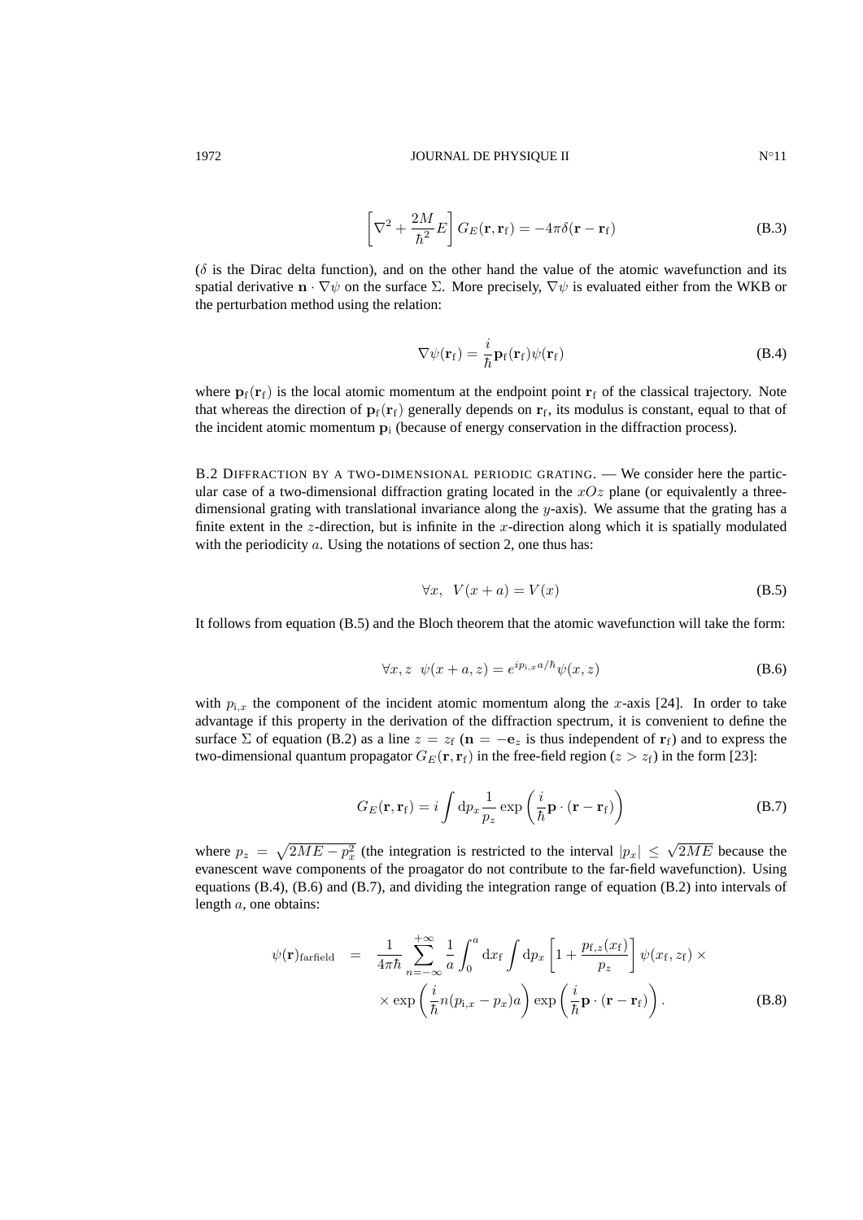$$
\left[\nabla^2 + \frac{2M}{\hbar^2}E\right] G_E(\mathbf{r},\mathbf{r}_\mathrm{f}) = -4\pi\delta(\mathbf{r}-\mathbf{r}_\mathrm{f}) \tag{B.3}
$$

($\delta$ is the Dirac delta function), and on the other hand the value of the atomic wavefunction and its spatial derivative $\mathbf{n}\cdot\nabla\psi$ on the surface $\Sigma$. More precisely, $\nabla\psi$ is evaluated either from the WKB or the perturbation method using the relation:

$$
\nabla\psi(\mathbf{r}_\mathrm{f}) = \frac{i}{\hbar}\mathbf{p}_\mathrm{f}(\mathbf{r}_\mathrm{f})\psi(\mathbf{r}_\mathrm{f}) \tag{B.4}
$$

where $\mathbf{p}_\mathrm{f}(\mathbf{r}_\mathrm{f})$ is the local atomic momentum at the endpoint point $\mathbf{r}_\mathrm{f}$ of the classical trajectory. Note that whereas the direction of $\mathbf{p}_\mathrm{f}(\mathbf{r}_\mathrm{f})$ generally depends on $\mathbf{r}_\mathrm{f}$, its modulus is constant, equal to that of the incident atomic momentum $\mathbf{p}_\mathrm{i}$ (because of energy conservation in the diffraction process).

B.2 Diffraction by a two-dimensional periodic grating. — We consider here the particular case of a two-dimensional diffraction grating located in the $xOz$ plane (or equivalently a three-dimensional grating with translational invariance along the $y$-axis). We assume that the grating has a finite extent in the $z$-direction, but is infinite in the $x$-direction along which it is spatially modulated with the periodicity $a$. Using the notations of section 2, one thus has:

$$
\forall x,\ \ V(x+a) = V(x) \tag{B.5}
$$

It follows from equation (B.5) and the Bloch theorem that the atomic wavefunction will take the form:

$$
\forall x,z\ \ \psi(x+a,z) = e^{ip_{\mathrm{i},x}a/\hbar}\psi(x,z) \tag{B.6}
$$

with $p_{\mathrm{i},x}$ the component of the incident atomic momentum along the $x$-axis [24]. In order to take advantage if this property in the derivation of the diffraction spectrum, it is convenient to define the surface $\Sigma$ of equation (B.2) as a line $z = z_\mathrm{f}$ ($\mathbf{n} = -\mathbf{e}_z$ is thus independent of $\mathbf{r}_\mathrm{f}$) and to express the two-dimensional quantum propagator $G_E(\mathbf{r},\mathbf{r}_\mathrm{f})$ in the free-field region ($z > z_\mathrm{f}$) in the form [23]:

$$
G_E(\mathbf{r},\mathbf{r}_\mathrm{f}) = i\int \mathrm{d}p_x \frac{1}{p_z}\exp\left(\frac{i}{\hbar}\mathbf{p}\cdot(\mathbf{r}-\mathbf{r}_\mathrm{f})\right) \tag{B.7}
$$

where $p_z = \sqrt{2ME - p_x^2}$ (the integration is restricted to the interval $|p_x| \leq \sqrt{2ME}$ because the evanescent wave components of the proagator do not contribute to the far-field wavefunction). Using equations (B.4), (B.6) and (B.7), and dividing the integration range of equation (B.2) into intervals of length $a$, one obtains:

$$
\begin{aligned}
\psi(\mathbf{r})_\mathrm{farfield} \;=\;& \frac{1}{4\pi\hbar}\sum_{n=-\infty}^{+\infty}\frac{1}{a}\int_0^a \mathrm{d}x_\mathrm{f}\int \mathrm{d}p_x\left[1+\frac{p_{\mathrm{f},z}(x_\mathrm{f})}{p_z}\right]\psi(x_\mathrm{f},z_\mathrm{f})\times \\
&\times\exp\left(\frac{i}{\hbar}n(p_{\mathrm{i},x}-p_x)a\right)\exp\left(\frac{i}{\hbar}\mathbf{p}\cdot(\mathbf{r}-\mathbf{r}_\mathrm{f})\right).
\end{aligned} \tag{B.8}
$$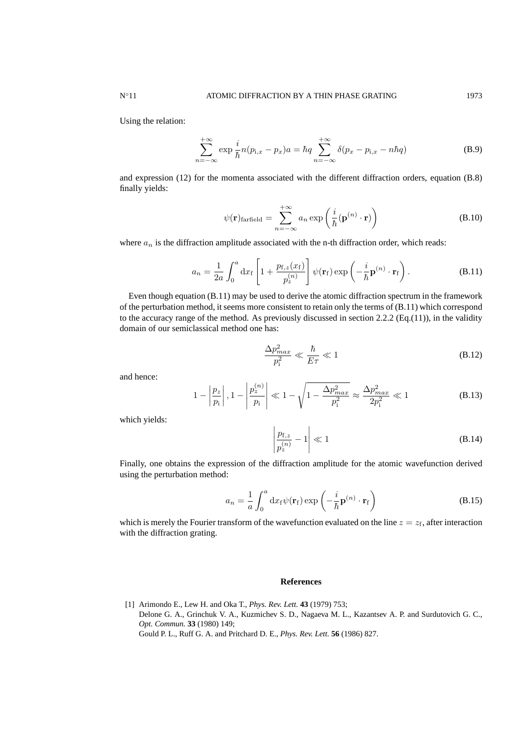Using the relation:

$$\sum_{n=-\infty}^{+\infty} \exp \frac{i}{\hbar} n(p_{\mathrm{i},x} - p_x)a = \hbar q \sum_{n=-\infty}^{+\infty} \delta(p_x - p_{\mathrm{i},x} - n\hbar q) \tag{B.9}$$

and expression (12) for the momenta associated with the different diffraction orders, equation (B.8) finally yields:

$$\psi(\mathbf{r})_{\mathrm{farfield}} = \sum_{n=-\infty}^{+\infty} a_n \exp\left(\frac{i}{\hbar}(\mathbf{p}^{(n)} \cdot \mathbf{r})\right) \tag{B.10}$$

where $a_n$ is the diffraction amplitude associated with the n-th diffraction order, which reads:

$$a_n = \frac{1}{2a} \int_0^a \mathrm{d}x_\mathrm{f} \left[1 + \frac{p_{\mathrm{f},z}(x_\mathrm{f})}{p_z^{(n)}}\right] \psi(\mathbf{r}_\mathrm{f}) \exp\left(-\frac{i}{\hbar}\mathbf{p}^{(n)} \cdot \mathbf{r}_\mathrm{f}\right). \tag{B.11}$$

Even though equation (B.11) may be used to derive the atomic diffraction spectrum in the framework of the perturbation method, it seems more consistent to retain only the terms of (B.11) which correspond to the accuracy range of the method. As previously discussed in section 2.2.2 (Eq.(11)), in the validity domain of our semiclassical method one has:

$$\frac{\Delta p_{max}^2}{p_\mathrm{i}^2} \ll \frac{\hbar}{E\tau} \ll 1 \tag{B.12}$$

and hence:

$$1 - \left|\frac{p_z}{p_\mathrm{i}}\right|, 1 - \left|\frac{p_z^{(n)}}{p_\mathrm{i}}\right| \ll 1 - \sqrt{1 - \frac{\Delta p_{max}^2}{p_\mathrm{i}^2}} \approx \frac{\Delta p_{max}^2}{2p_\mathrm{i}^2} \ll 1 \tag{B.13}$$

which yields:

$$\left|\frac{p_{\mathrm{f},z}}{p_z^{(n)}} - 1\right| \ll 1 \tag{B.14}$$

Finally, one obtains the expression of the diffraction amplitude for the atomic wavefunction derived using the perturbation method:

$$a_n = \frac{1}{a} \int_0^a \mathrm{d}x_\mathrm{f} \psi(\mathbf{r}_\mathrm{f}) \exp\left(-\frac{i}{\hbar}\mathbf{p}^{(n)} \cdot \mathbf{r}_\mathrm{f}\right) \tag{B.15}$$

which is merely the Fourier transform of the wavefunction evaluated on the line $z = z_\mathrm{f}$, after interaction with the diffraction grating.

## References

[1] Arimondo E., Lew H. and Oka T., *Phys. Rev. Lett.* **43** (1979) 753;
Delone G. A., Grinchuk V. A., Kuzmichev S. D., Nagaeva M. L., Kazantsev A. P. and Surdutovich G. C., *Opt. Commun.* **33** (1980) 149;
Gould P. L., Ruff G. A. and Pritchard D. E., *Phys. Rev. Lett.* **56** (1986) 827.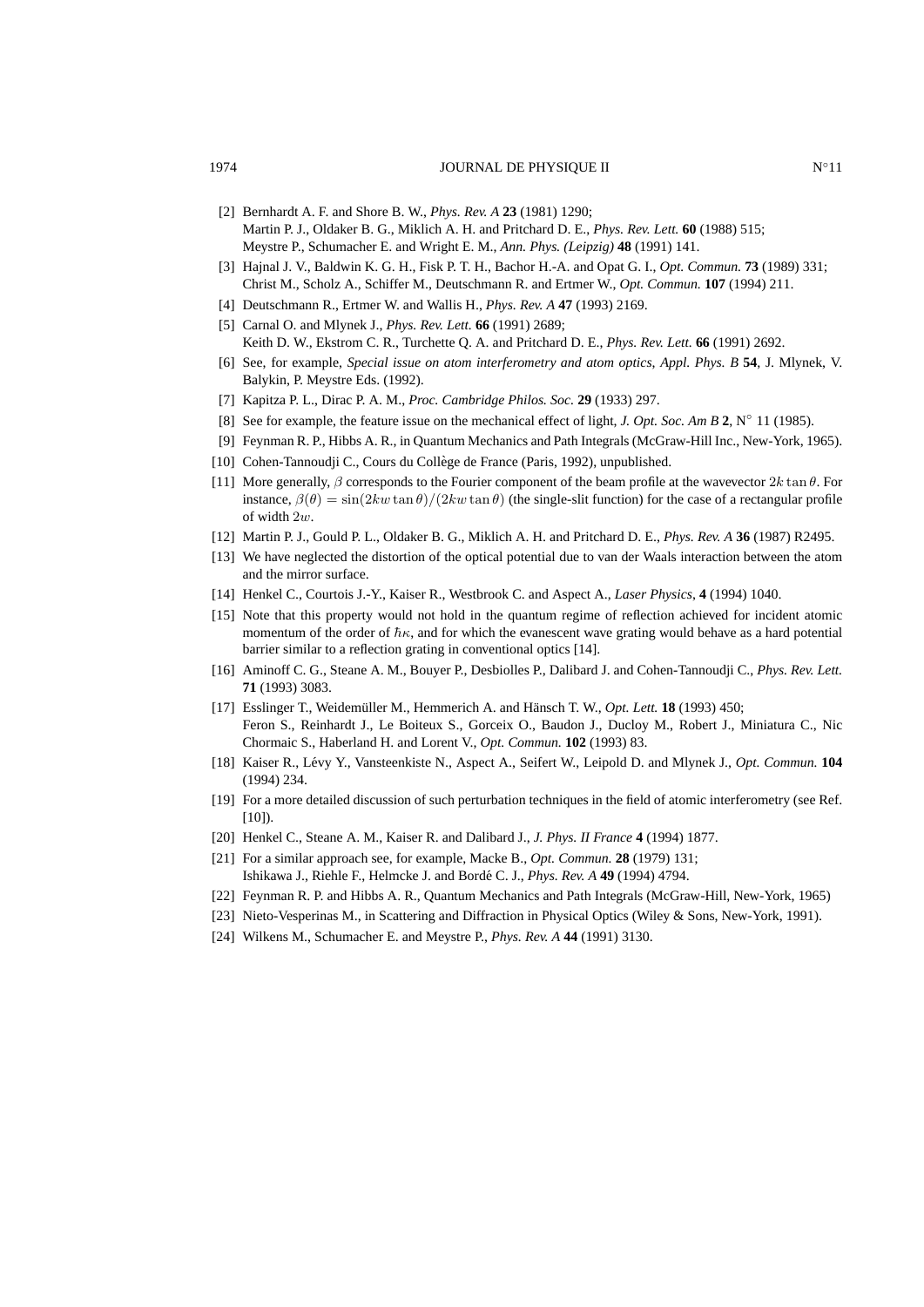[2] Bernhardt A. F. and Shore B. W., *Phys. Rev. A* **23** (1981) 1290;
Martin P. J., Oldaker B. G., Miklich A. H. and Pritchard D. E., *Phys. Rev. Lett.* **60** (1988) 515;
Meystre P., Schumacher E. and Wright E. M., *Ann. Phys. (Leipzig)* **48** (1991) 141.

[3] Hajnal J. V., Baldwin K. G. H., Fisk P. T. H., Bachor H.-A. and Opat G. I., *Opt. Commun.* **73** (1989) 331;
Christ M., Scholz A., Schiffer M., Deutschmann R. and Ertmer W., *Opt. Commun.* **107** (1994) 211.

[4] Deutschmann R., Ertmer W. and Wallis H., *Phys. Rev. A* **47** (1993) 2169.

[5] Carnal O. and Mlynek J., *Phys. Rev. Lett.* **66** (1991) 2689;
Keith D. W., Ekstrom C. R., Turchette Q. A. and Pritchard D. E., *Phys. Rev. Lett.* **66** (1991) 2692.

[6] See, for example, *Special issue on atom interferometry and atom optics*, *Appl. Phys. B* **54**, J. Mlynek, V. Balykin, P. Meystre Eds. (1992).

[7] Kapitza P. L., Dirac P. A. M., *Proc. Cambridge Philos. Soc.* **29** (1933) 297.

[8] See for example, the feature issue on the mechanical effect of light, *J. Opt. Soc. Am B* **2**, N$^\circ$ 11 (1985).

[9] Feynman R. P., Hibbs A. R., in Quantum Mechanics and Path Integrals (McGraw-Hill Inc., New-York, 1965).

[10] Cohen-Tannoudji C., Cours du Collège de France (Paris, 1992), unpublished.

[11] More generally, $\beta$ corresponds to the Fourier component of the beam profile at the wavevector $2k\tan\theta$. For instance, $\beta(\theta) = \sin(2kw\tan\theta)/(2kw\tan\theta)$ (the single-slit function) for the case of a rectangular profile of width $2w$.

[12] Martin P. J., Gould P. L., Oldaker B. G., Miklich A. H. and Pritchard D. E., *Phys. Rev. A* **36** (1987) R2495.

[13] We have neglected the distortion of the optical potential due to van der Waals interaction between the atom and the mirror surface.

[14] Henkel C., Courtois J.-Y., Kaiser R., Westbrook C. and Aspect A., *Laser Physics*, **4** (1994) 1040.

[15] Note that this property would not hold in the quantum regime of reflection achieved for incident atomic momentum of the order of $\hbar\kappa$, and for which the evanescent wave grating would behave as a hard potential barrier similar to a reflection grating in conventional optics [14].

[16] Aminoff C. G., Steane A. M., Bouyer P., Desbiolles P., Dalibard J. and Cohen-Tannoudji C., *Phys. Rev. Lett.* **71** (1993) 3083.

[17] Esslinger T., Weidemüller M., Hemmerich A. and Hänsch T. W., *Opt. Lett.* **18** (1993) 450;
Feron S., Reinhardt J., Le Boiteux S., Gorceix O., Baudon J., Ducloy M., Robert J., Miniatura C., Nic Chormaic S., Haberland H. and Lorent V., *Opt. Commun.* **102** (1993) 83.

[18] Kaiser R., Lévy Y., Vansteenkiste N., Aspect A., Seifert W., Leipold D. and Mlynek J., *Opt. Commun.* **104** (1994) 234.

[19] For a more detailed discussion of such perturbation techniques in the field of atomic interferometry (see Ref. [10]).

[20] Henkel C., Steane A. M., Kaiser R. and Dalibard J., *J. Phys. II France* **4** (1994) 1877.

[21] For a similar approach see, for example, Macke B., *Opt. Commun.* **28** (1979) 131;
Ishikawa J., Riehle F., Helmcke J. and Bordé C. J., *Phys. Rev. A* **49** (1994) 4794.

[22] Feynman R. P. and Hibbs A. R., Quantum Mechanics and Path Integrals (McGraw-Hill, New-York, 1965)

[23] Nieto-Vesperinas M., in Scattering and Diffraction in Physical Optics (Wiley & Sons, New-York, 1991).

[24] Wilkens M., Schumacher E. and Meystre P., *Phys. Rev. A* **44** (1991) 3130.